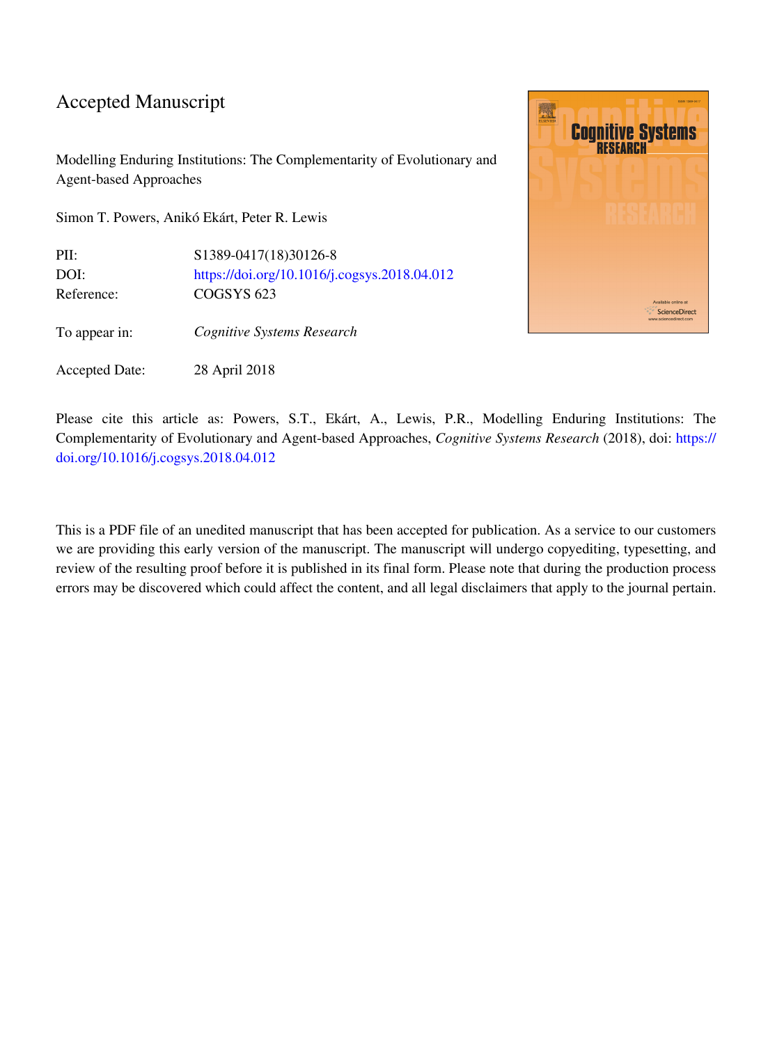# Accepted Manuscript

Modelling Enduring Institutions: The Complementarity of Evolutionary and Agent-based Approaches

Simon T. Powers, Anikó Ekárt, Peter R. Lewis

| | |
|---|---|
| PII: | S1389-0417(18)30126-8 |
| DOI: | https://doi.org/10.1016/j.cogsys.2018.04.012 |
| Reference: | COGSYS 623 |
| To appear in: | *Cognitive Systems Research* |
| Accepted Date: | 28 April 2018 |

Please cite this article as: Powers, S.T., Ekárt, A., Lewis, P.R., Modelling Enduring Institutions: The Complementarity of Evolutionary and Agent-based Approaches, *Cognitive Systems Research* (2018), doi: https://doi.org/10.1016/j.cogsys.2018.04.012

This is a PDF file of an unedited manuscript that has been accepted for publication. As a service to our customers we are providing this early version of the manuscript. The manuscript will undergo copyediting, typesetting, and review of the resulting proof before it is published in its final form. Please note that during the production process errors may be discovered which could affect the content, and all legal disclaimers that apply to the journal pertain.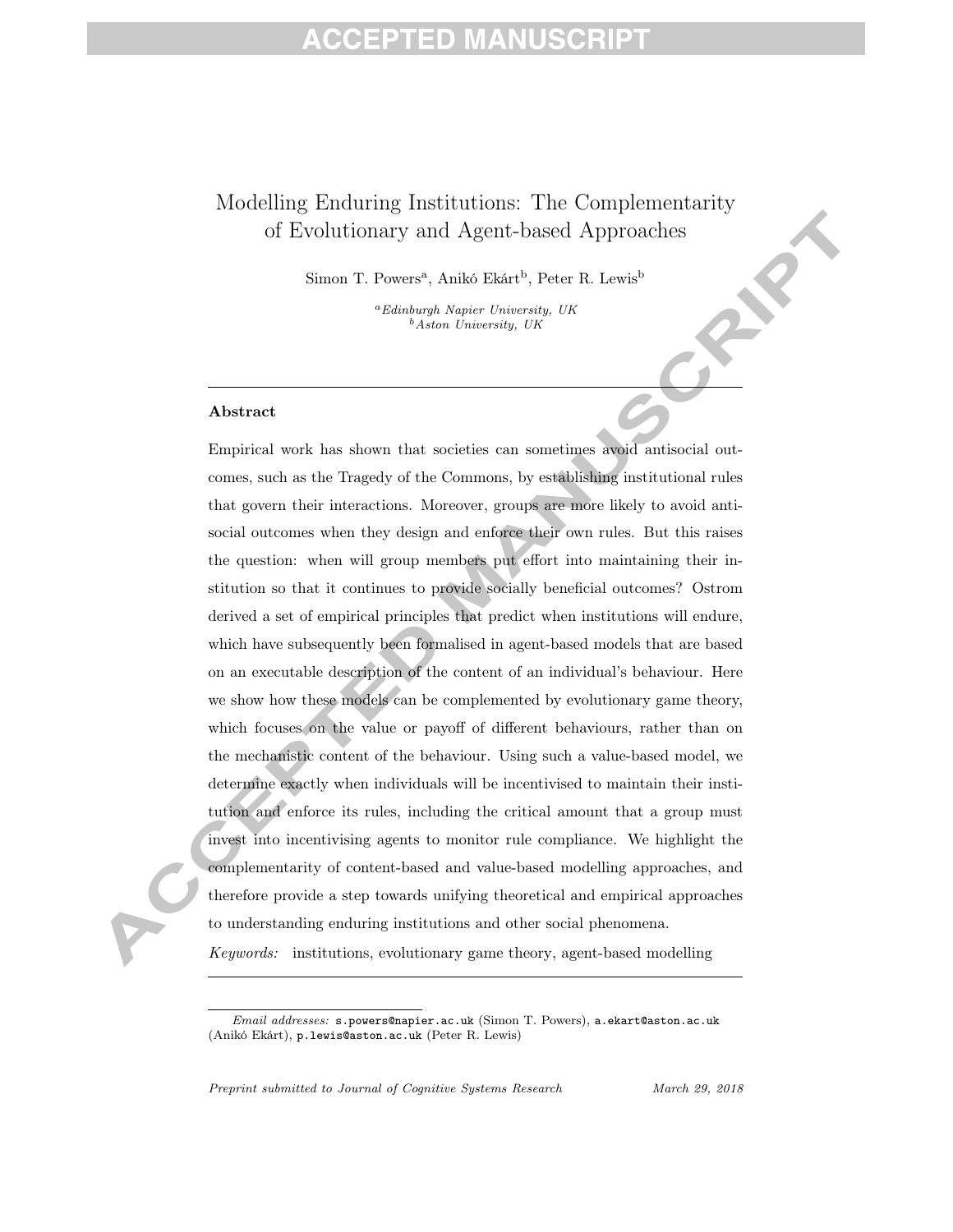# Modelling Enduring Institutions: The Complementarity of Evolutionary and Agent-based Approaches

Simon T. Powers[a], Anikó Ekárt[b], Peter R. Lewis[b]

[a] *Edinburgh Napier University, UK*
[b] *Aston University, UK*

---

## Abstract

Empirical work has shown that societies can sometimes avoid antisocial outcomes, such as the Tragedy of the Commons, by establishing institutional rules that govern their interactions. Moreover, groups are more likely to avoid antisocial outcomes when they design and enforce their own rules. But this raises the question: when will group members put effort into maintaining their institution so that it continues to provide socially beneficial outcomes? Ostrom derived a set of empirical principles that predict when institutions will endure, which have subsequently been formalised in agent-based models that are based on an executable description of the content of an individual's behaviour. Here we show how these models can be complemented by evolutionary game theory, which focuses on the value or payoff of different behaviours, rather than on the mechanistic content of the behaviour. Using such a value-based model, we determine exactly when individuals will be incentivised to maintain their institution and enforce its rules, including the critical amount that a group must invest into incentivising agents to monitor rule compliance. We highlight the complementarity of content-based and value-based modelling approaches, and therefore provide a step towards unifying theoretical and empirical approaches to understanding enduring institutions and other social phenomena.

*Keywords:* institutions, evolutionary game theory, agent-based modelling

---

*Email addresses:* s.powers@napier.ac.uk (Simon T. Powers), a.ekart@aston.ac.uk (Anikó Ekárt), p.lewis@aston.ac.uk (Peter R. Lewis)

*Preprint submitted to Journal of Cognitive Systems Research* *March 29, 2018*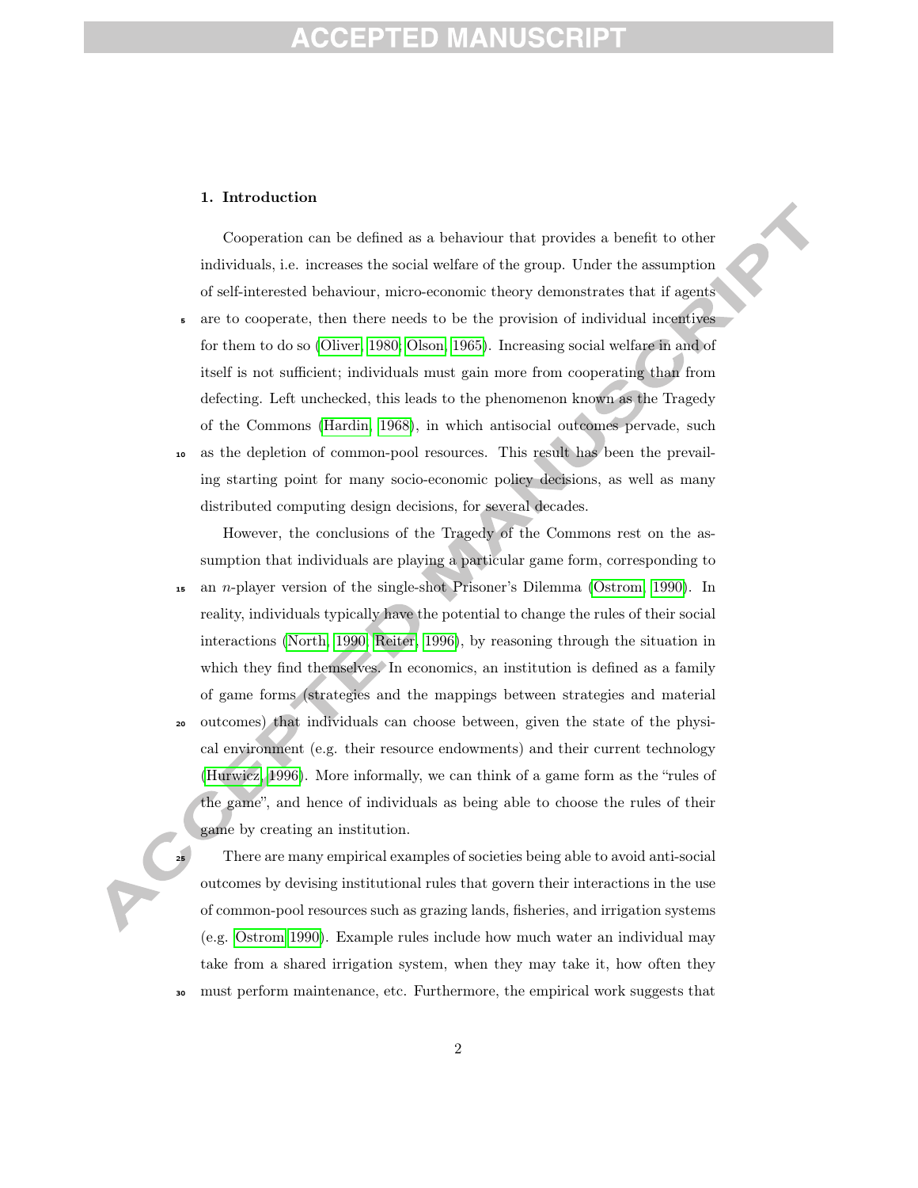## 1. Introduction

Cooperation can be defined as a behaviour that provides a benefit to other individuals, i.e. increases the social welfare of the group. Under the assumption of self-interested behaviour, micro-economic theory demonstrates that if agents are to cooperate, then there needs to be the provision of individual incentives for them to do so (Oliver, 1980; Olson, 1965). Increasing social welfare in and of itself is not sufficient; individuals must gain more from cooperating than from defecting. Left unchecked, this leads to the phenomenon known as the Tragedy of the Commons (Hardin, 1968), in which antisocial outcomes pervade, such as the depletion of common-pool resources. This result has been the prevailing starting point for many socio-economic policy decisions, as well as many distributed computing design decisions, for several decades.

However, the conclusions of the Tragedy of the Commons rest on the assumption that individuals are playing a particular game form, corresponding to an $n$-player version of the single-shot Prisoner's Dilemma (Ostrom, 1990). In reality, individuals typically have the potential to change the rules of their social interactions (North, 1990; Reiter, 1996), by reasoning through the situation in which they find themselves. In economics, an institution is defined as a family of game forms (strategies and the mappings between strategies and material outcomes) that individuals can choose between, given the state of the physical environment (e.g. their resource endowments) and their current technology (Hurwicz, 1996). More informally, we can think of a game form as the "rules of the game", and hence of individuals as being able to choose the rules of their game by creating an institution.

There are many empirical examples of societies being able to avoid anti-social outcomes by devising institutional rules that govern their interactions in the use of common-pool resources such as grazing lands, fisheries, and irrigation systems (e.g. Ostrom 1990). Example rules include how much water an individual may take from a shared irrigation system, when they may take it, how often they must perform maintenance, etc. Furthermore, the empirical work suggests that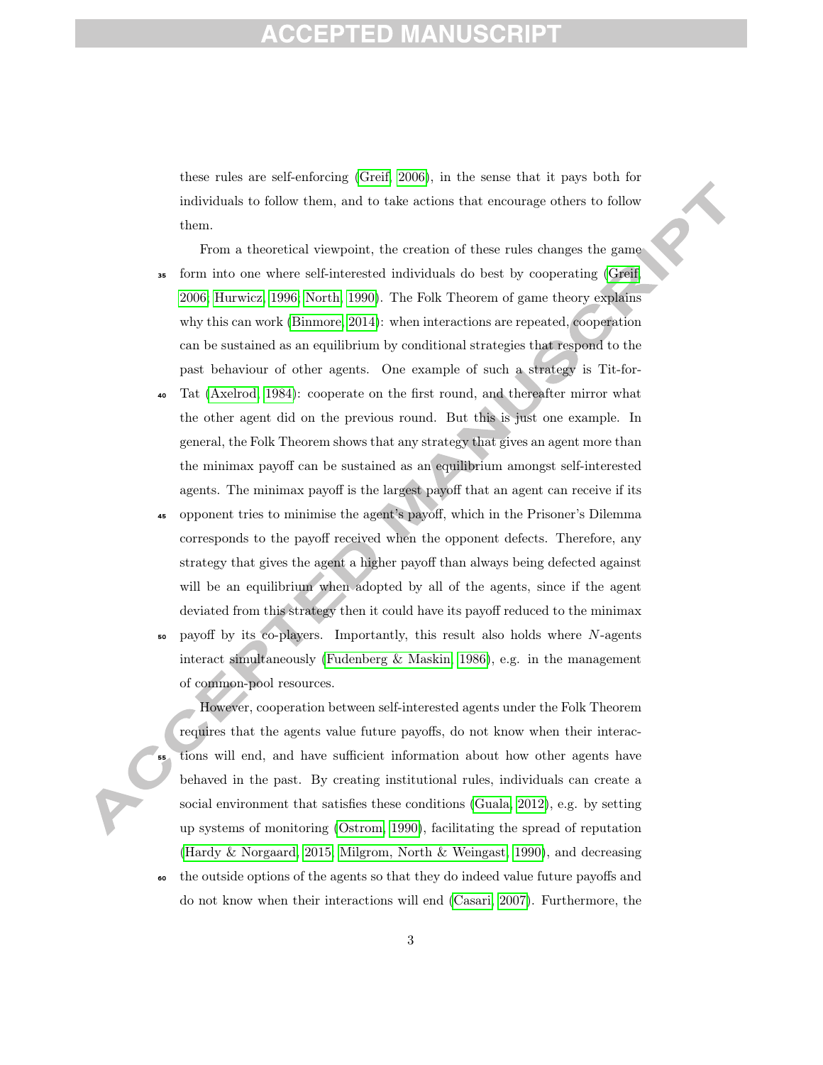these rules are self-enforcing (Greif, 2006), in the sense that it pays both for individuals to follow them, and to take actions that encourage others to follow them.

From a theoretical viewpoint, the creation of these rules changes the game form into one where self-interested individuals do best by cooperating (Greif, 2006; Hurwicz, 1996; North, 1990). The Folk Theorem of game theory explains why this can work (Binmore, 2014): when interactions are repeated, cooperation can be sustained as an equilibrium by conditional strategies that respond to the past behaviour of other agents. One example of such a strategy is Tit-for-Tat (Axelrod, 1984): cooperate on the first round, and thereafter mirror what the other agent did on the previous round. But this is just one example. In general, the Folk Theorem shows that any strategy that gives an agent more than the minimax payoff can be sustained as an equilibrium amongst self-interested agents. The minimax payoff is the largest payoff that an agent can receive if its opponent tries to minimise the agent's payoff, which in the Prisoner's Dilemma corresponds to the payoff received when the opponent defects. Therefore, any strategy that gives the agent a higher payoff than always being defected against will be an equilibrium when adopted by all of the agents, since if the agent deviated from this strategy then it could have its payoff reduced to the minimax payoff by its co-players. Importantly, this result also holds where $N$-agents interact simultaneously (Fudenberg & Maskin, 1986), e.g. in the management of common-pool resources.

However, cooperation between self-interested agents under the Folk Theorem requires that the agents value future payoffs, do not know when their interactions will end, and have sufficient information about how other agents have behaved in the past. By creating institutional rules, individuals can create a social environment that satisfies these conditions (Guala, 2012), e.g. by setting up systems of monitoring (Ostrom, 1990), facilitating the spread of reputation (Hardy & Norgaard, 2015; Milgrom, North & Weingast, 1990), and decreasing the outside options of the agents so that they do indeed value future payoffs and do not know when their interactions will end (Casari, 2007). Furthermore, the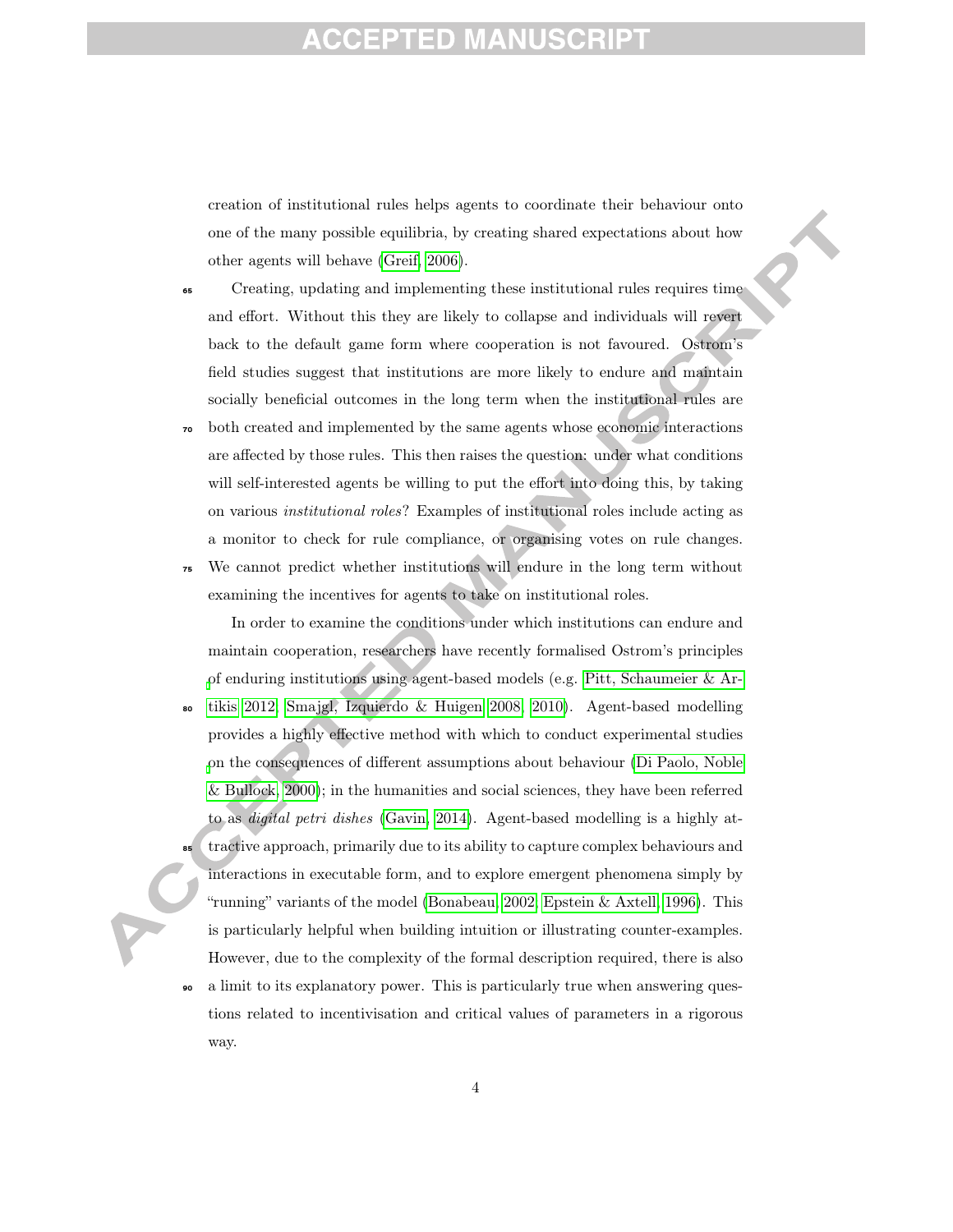creation of institutional rules helps agents to coordinate their behaviour onto one of the many possible equilibria, by creating shared expectations about how other agents will behave (Greif, 2006).

Creating, updating and implementing these institutional rules requires time and effort. Without this they are likely to collapse and individuals will revert back to the default game form where cooperation is not favoured. Ostrom's field studies suggest that institutions are more likely to endure and maintain socially beneficial outcomes in the long term when the institutional rules are both created and implemented by the same agents whose economic interactions are affected by those rules. This then raises the question: under what conditions will self-interested agents be willing to put the effort into doing this, by taking on various *institutional roles*? Examples of institutional roles include acting as a monitor to check for rule compliance, or organising votes on rule changes. We cannot predict whether institutions will endure in the long term without examining the incentives for agents to take on institutional roles.

In order to examine the conditions under which institutions can endure and maintain cooperation, researchers have recently formalised Ostrom's principles of enduring institutions using agent-based models (e.g. Pitt, Schaumeier & Artikis 2012, Smajgl, Izquierdo & Huigen 2008, 2010). Agent-based modelling provides a highly effective method with which to conduct experimental studies on the consequences of different assumptions about behaviour (Di Paolo, Noble & Bullock, 2000); in the humanities and social sciences, they have been referred to as *digital petri dishes* (Gavin, 2014). Agent-based modelling is a highly attractive approach, primarily due to its ability to capture complex behaviours and interactions in executable form, and to explore emergent phenomena simply by "running" variants of the model (Bonabeau, 2002, Epstein & Axtell, 1996). This is particularly helpful when building intuition or illustrating counter-examples. However, due to the complexity of the formal description required, there is also a limit to its explanatory power. This is particularly true when answering questions related to incentivisation and critical values of parameters in a rigorous way.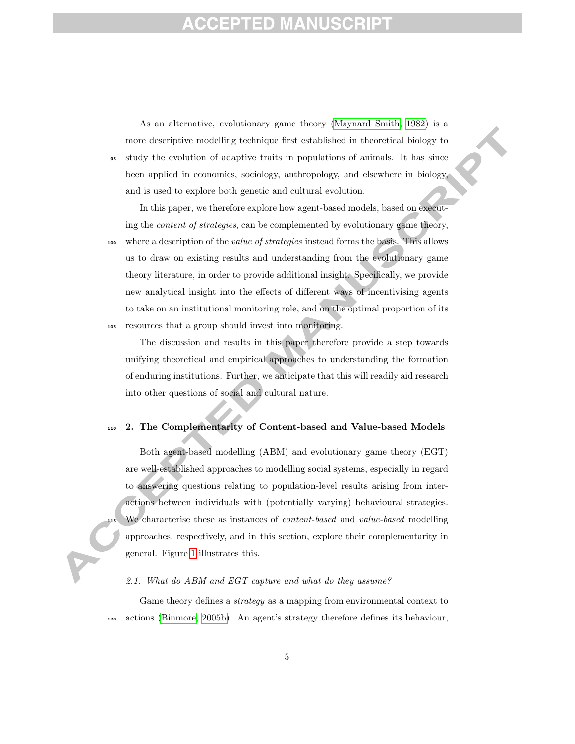As an alternative, evolutionary game theory (Maynard Smith, 1982) is a more descriptive modelling technique first established in theoretical biology to study the evolution of adaptive traits in populations of animals. It has since been applied in economics, sociology, anthropology, and elsewhere in biology, and is used to explore both genetic and cultural evolution.

In this paper, we therefore explore how agent-based models, based on executing the *content of strategies*, can be complemented by evolutionary game theory, where a description of the *value of strategies* instead forms the basis. This allows us to draw on existing results and understanding from the evolutionary game theory literature, in order to provide additional insight. Specifically, we provide new analytical insight into the effects of different ways of incentivising agents to take on an institutional monitoring role, and on the optimal proportion of its resources that a group should invest into monitoring.

The discussion and results in this paper therefore provide a step towards unifying theoretical and empirical approaches to understanding the formation of enduring institutions. Further, we anticipate that this will readily aid research into other questions of social and cultural nature.

## 2. The Complementarity of Content-based and Value-based Models

Both agent-based modelling (ABM) and evolutionary game theory (EGT) are well-established approaches to modelling social systems, especially in regard to answering questions relating to population-level results arising from interactions between individuals with (potentially varying) behavioural strategies. We characterise these as instances of *content-based* and *value-based* modelling approaches, respectively, and in this section, explore their complementarity in general. Figure 1 illustrates this.

### *2.1. What do ABM and EGT capture and what do they assume?*

Game theory defines a *strategy* as a mapping from environmental context to actions (Binmore, 2005b). An agent's strategy therefore defines its behaviour,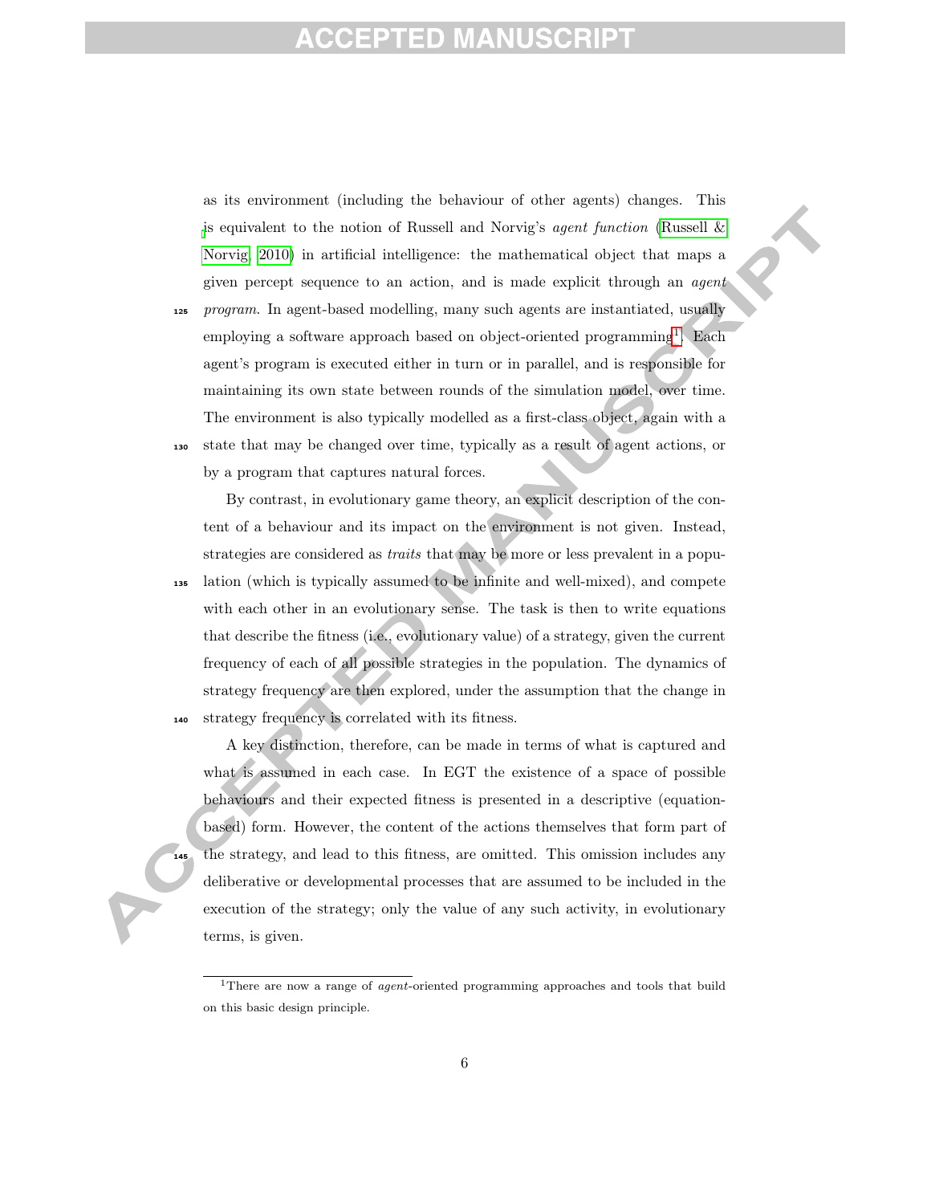as its environment (including the behaviour of other agents) changes. This is equivalent to the notion of Russell and Norvig's *agent function* (Russell & Norvig, 2010) in artificial intelligence: the mathematical object that maps a given percept sequence to an action, and is made explicit through an *agent program*. In agent-based modelling, many such agents are instantiated, usually employing a software approach based on object-oriented programming[1]. Each agent's program is executed either in turn or in parallel, and is responsible for maintaining its own state between rounds of the simulation model, over time. The environment is also typically modelled as a first-class object, again with a state that may be changed over time, typically as a result of agent actions, or by a program that captures natural forces.

By contrast, in evolutionary game theory, an explicit description of the content of a behaviour and its impact on the environment is not given. Instead, strategies are considered as *traits* that may be more or less prevalent in a population (which is typically assumed to be infinite and well-mixed), and compete with each other in an evolutionary sense. The task is then to write equations that describe the fitness (i.e., evolutionary value) of a strategy, given the current frequency of each of all possible strategies in the population. The dynamics of strategy frequency are then explored, under the assumption that the change in strategy frequency is correlated with its fitness.

A key distinction, therefore, can be made in terms of what is captured and what is assumed in each case. In EGT the existence of a space of possible behaviours and their expected fitness is presented in a descriptive (equation-based) form. However, the content of the actions themselves that form part of the strategy, and lead to this fitness, are omitted. This omission includes any deliberative or developmental processes that are assumed to be included in the execution of the strategy; only the value of any such activity, in evolutionary terms, is given.

[1] There are now a range of *agent*-oriented programming approaches and tools that build on this basic design principle.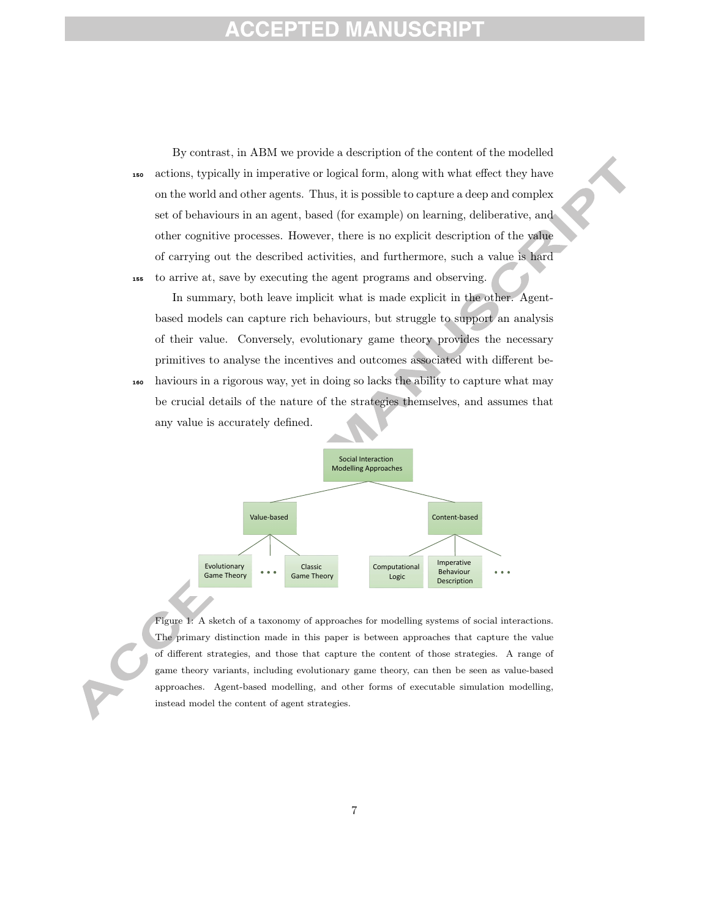By contrast, in ABM we provide a description of the content of the modelled actions, typically in imperative or logical form, along with what effect they have on the world and other agents. Thus, it is possible to capture a deep and complex set of behaviours in an agent, based (for example) on learning, deliberative, and other cognitive processes. However, there is no explicit description of the value of carrying out the described activities, and furthermore, such a value is hard to arrive at, save by executing the agent programs and observing.

In summary, both leave implicit what is made explicit in the other. Agent-based models can capture rich behaviours, but struggle to support an analysis of their value. Conversely, evolutionary game theory provides the necessary primitives to analyse the incentives and outcomes associated with different behaviours in a rigorous way, yet in doing so lacks the ability to capture what may be crucial details of the nature of the strategies themselves, and assumes that any value is accurately defined.

Figure 1: A sketch of a taxonomy of approaches for modelling systems of social interactions. The primary distinction made in this paper is between approaches that capture the value of different strategies, and those that capture the content of those strategies. A range of game theory variants, including evolutionary game theory, can then be seen as value-based approaches. Agent-based modelling, and other forms of executable simulation modelling, instead model the content of agent strategies.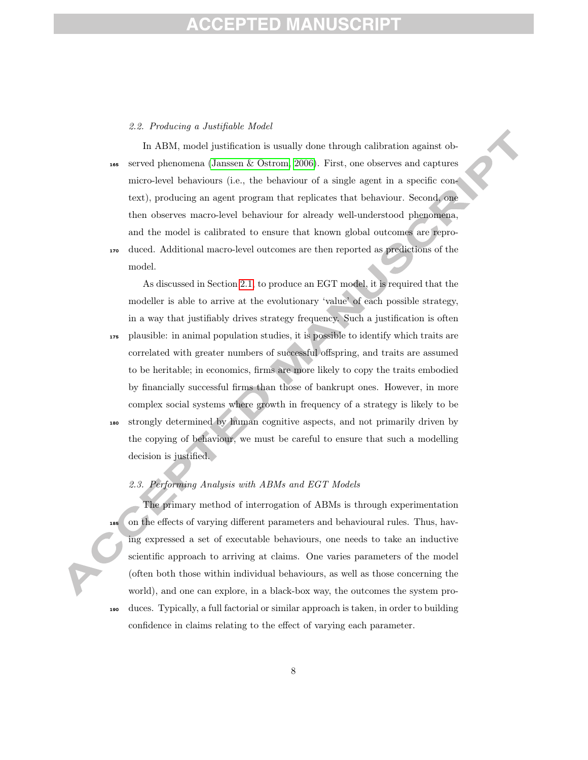### 2.2. Producing a Justifiable Model

In ABM, model justification is usually done through calibration against observed phenomena (Janssen & Ostrom, 2006). First, one observes and captures micro-level behaviours (i.e., the behaviour of a single agent in a specific context), producing an agent program that replicates that behaviour. Second, one then observes macro-level behaviour for already well-understood phenomena, and the model is calibrated to ensure that known global outcomes are reproduced. Additional macro-level outcomes are then reported as predictions of the model.

As discussed in Section 2.1, to produce an EGT model, it is required that the modeller is able to arrive at the evolutionary 'value' of each possible strategy, in a way that justifiably drives strategy frequency. Such a justification is often plausible: in animal population studies, it is possible to identify which traits are correlated with greater numbers of successful offspring, and traits are assumed to be heritable; in economics, firms are more likely to copy the traits embodied by financially successful firms than those of bankrupt ones. However, in more complex social systems where growth in frequency of a strategy is likely to be strongly determined by human cognitive aspects, and not primarily driven by the copying of behaviour, we must be careful to ensure that such a modelling decision is justified.

### 2.3. Performing Analysis with ABMs and EGT Models

The primary method of interrogation of ABMs is through experimentation on the effects of varying different parameters and behavioural rules. Thus, having expressed a set of executable behaviours, one needs to take an inductive scientific approach to arriving at claims. One varies parameters of the model (often both those within individual behaviours, as well as those concerning the world), and one can explore, in a black-box way, the outcomes the system produces. Typically, a full factorial or similar approach is taken, in order to building confidence in claims relating to the effect of varying each parameter.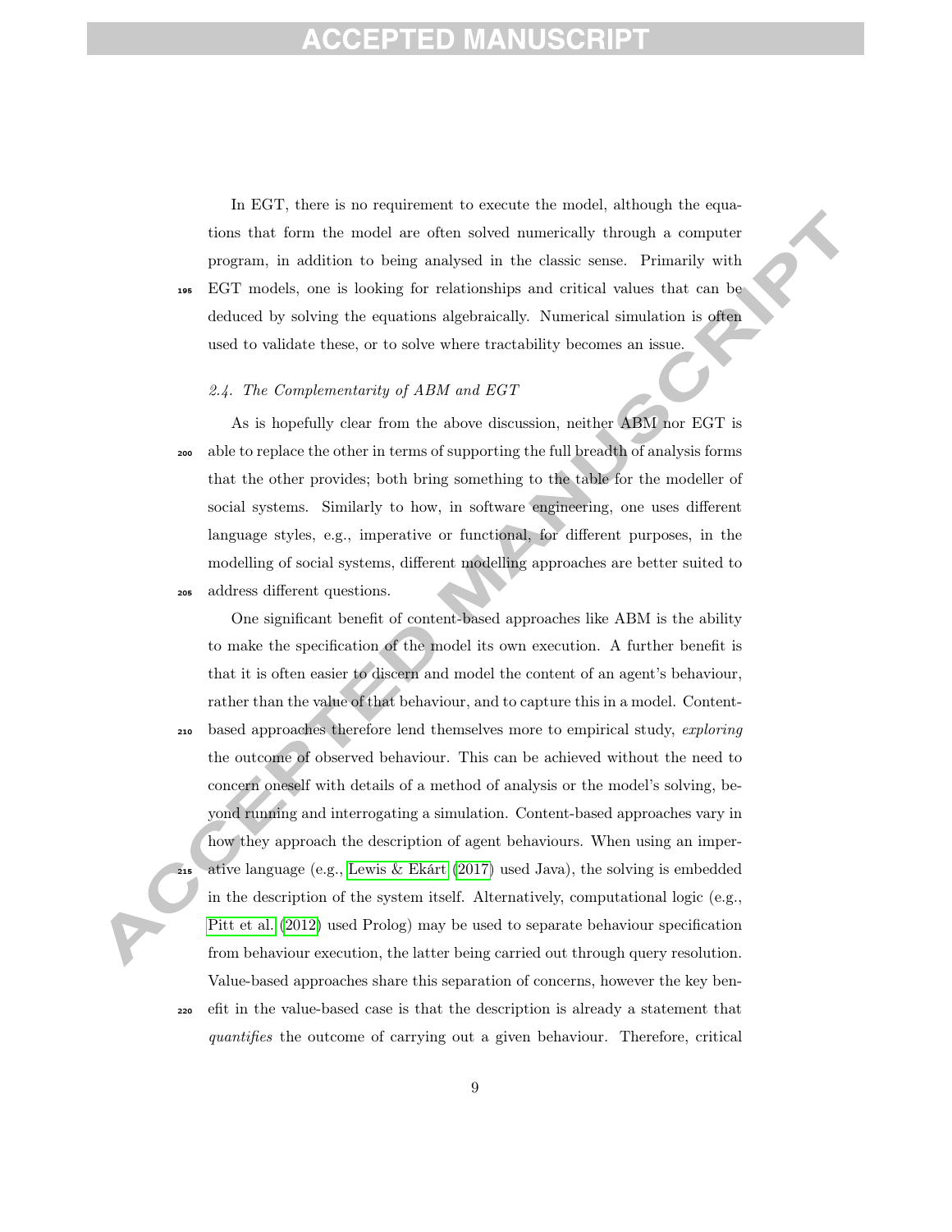In EGT, there is no requirement to execute the model, although the equations that form the model are often solved numerically through a computer program, in addition to being analysed in the classic sense. Primarily with EGT models, one is looking for relationships and critical values that can be deduced by solving the equations algebraically. Numerical simulation is often used to validate these, or to solve where tractability becomes an issue.

### *2.4. The Complementarity of ABM and EGT*

As is hopefully clear from the above discussion, neither ABM nor EGT is able to replace the other in terms of supporting the full breadth of analysis forms that the other provides; both bring something to the table for the modeller of social systems. Similarly to how, in software engineering, one uses different language styles, e.g., imperative or functional, for different purposes, in the modelling of social systems, different modelling approaches are better suited to address different questions.

One significant benefit of content-based approaches like ABM is the ability to make the specification of the model its own execution. A further benefit is that it is often easier to discern and model the content of an agent's behaviour, rather than the value of that behaviour, and to capture this in a model. Content-based approaches therefore lend themselves more to empirical study, *exploring* the outcome of observed behaviour. This can be achieved without the need to concern oneself with details of a method of analysis or the model's solving, beyond running and interrogating a simulation. Content-based approaches vary in how they approach the description of agent behaviours. When using an imperative language (e.g., Lewis & Ekárt (2017) used Java), the solving is embedded in the description of the system itself. Alternatively, computational logic (e.g., Pitt et al. (2012) used Prolog) may be used to separate behaviour specification from behaviour execution, the latter being carried out through query resolution. Value-based approaches share this separation of concerns, however the key benefit in the value-based case is that the description is already a statement that *quantifies* the outcome of carrying out a given behaviour. Therefore, critical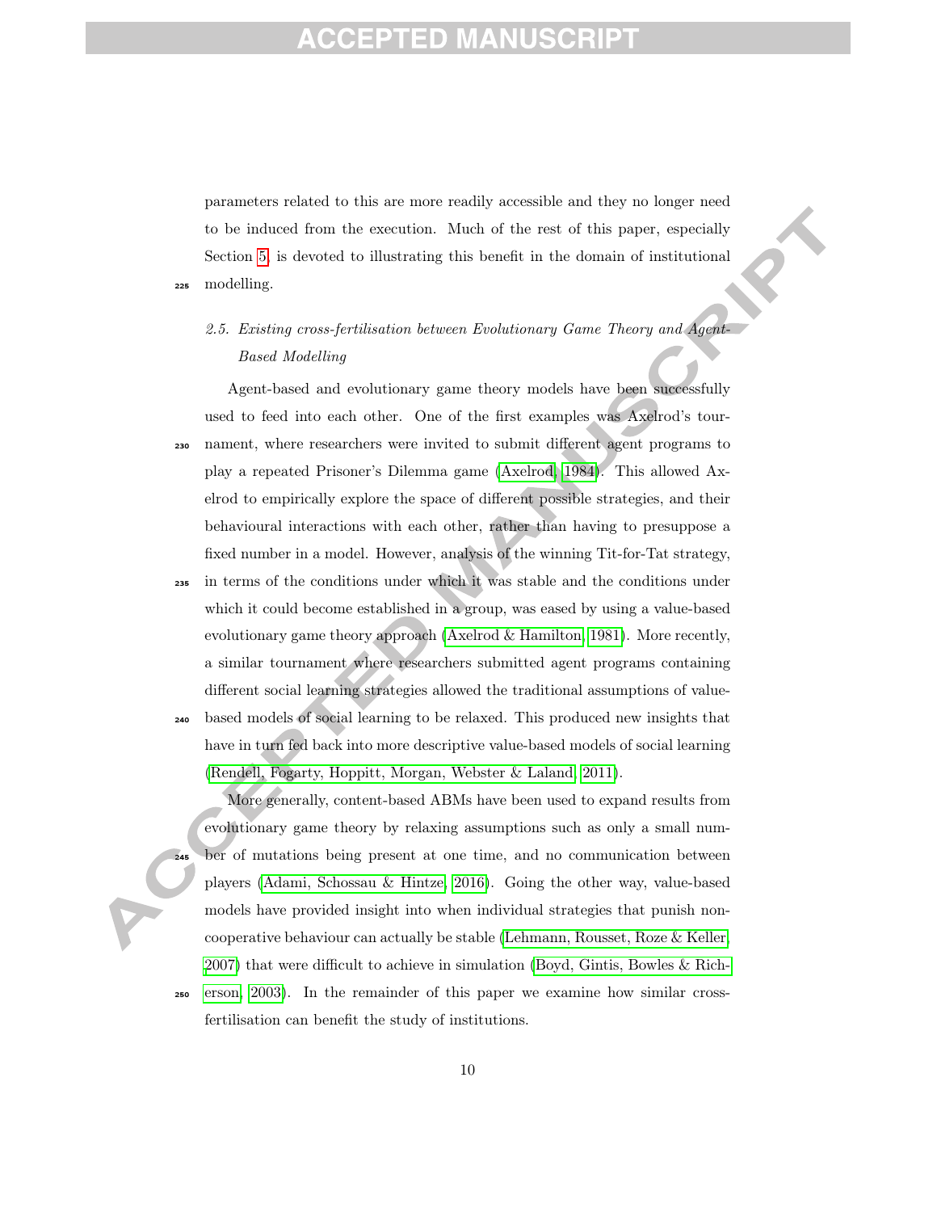parameters related to this are more readily accessible and they no longer need to be induced from the execution. Much of the rest of this paper, especially Section 5, is devoted to illustrating this benefit in the domain of institutional modelling.

### *2.5. Existing cross-fertilisation between Evolutionary Game Theory and Agent-Based Modelling*

Agent-based and evolutionary game theory models have been successfully used to feed into each other. One of the first examples was Axelrod's tournament, where researchers were invited to submit different agent programs to play a repeated Prisoner's Dilemma game (Axelrod, 1984). This allowed Axelrod to empirically explore the space of different possible strategies, and their behavioural interactions with each other, rather than having to presuppose a fixed number in a model. However, analysis of the winning Tit-for-Tat strategy, in terms of the conditions under which it was stable and the conditions under which it could become established in a group, was eased by using a value-based evolutionary game theory approach (Axelrod & Hamilton, 1981). More recently, a similar tournament where researchers submitted agent programs containing different social learning strategies allowed the traditional assumptions of value-based models of social learning to be relaxed. This produced new insights that have in turn fed back into more descriptive value-based models of social learning (Rendell, Fogarty, Hoppitt, Morgan, Webster & Laland, 2011).

More generally, content-based ABMs have been used to expand results from evolutionary game theory by relaxing assumptions such as only a small number of mutations being present at one time, and no communication between players (Adami, Schossau & Hintze, 2016). Going the other way, value-based models have provided insight into when individual strategies that punish non-cooperative behaviour can actually be stable (Lehmann, Rousset, Roze & Keller, 2007) that were difficult to achieve in simulation (Boyd, Gintis, Bowles & Richerson, 2003). In the remainder of this paper we examine how similar cross-fertilisation can benefit the study of institutions.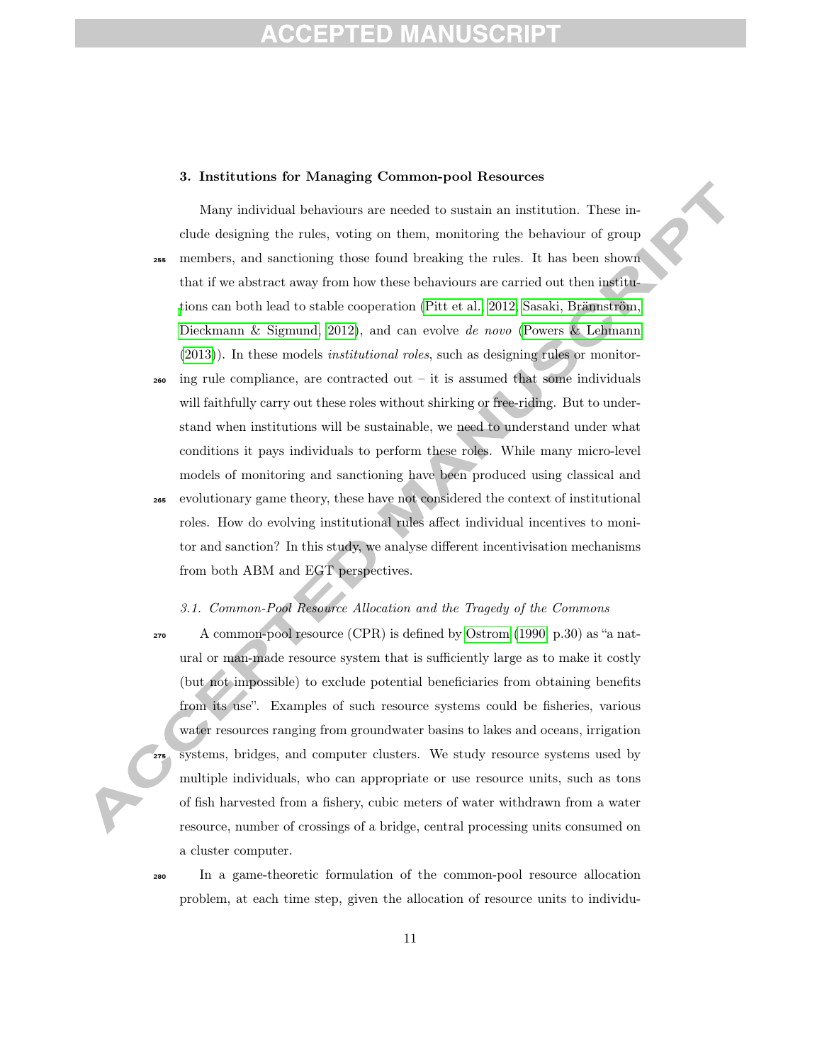## 3. Institutions for Managing Common-pool Resources

Many individual behaviours are needed to sustain an institution. These include designing the rules, voting on them, monitoring the behaviour of group members, and sanctioning those found breaking the rules. It has been shown that if we abstract away from how these behaviours are carried out then institutions can both lead to stable cooperation (Pitt et al., 2012; Sasaki, Brännström, Dieckmann & Sigmund, 2012), and can evolve *de novo* (Powers & Lehmann (2013)). In these models *institutional roles*, such as designing rules or monitoring rule compliance, are contracted out – it is assumed that some individuals will faithfully carry out these roles without shirking or free-riding. But to understand when institutions will be sustainable, we need to understand under what conditions it pays individuals to perform these roles. While many micro-level models of monitoring and sanctioning have been produced using classical and evolutionary game theory, these have not considered the context of institutional roles. How do evolving institutional rules affect individual incentives to monitor and sanction? In this study, we analyse different incentivisation mechanisms from both ABM and EGT perspectives.

### 3.1. Common-Pool Resource Allocation and the Tragedy of the Commons

A common-pool resource (CPR) is defined by Ostrom (1990, p.30) as "a natural or man-made resource system that is sufficiently large as to make it costly (but not impossible) to exclude potential beneficiaries from obtaining benefits from its use". Examples of such resource systems could be fisheries, various water resources ranging from groundwater basins to lakes and oceans, irrigation systems, bridges, and computer clusters. We study resource systems used by multiple individuals, who can appropriate or use resource units, such as tons of fish harvested from a fishery, cubic meters of water withdrawn from a water resource, number of crossings of a bridge, central processing units consumed on a cluster computer.

In a game-theoretic formulation of the common-pool resource allocation problem, at each time step, given the allocation of resource units to individu-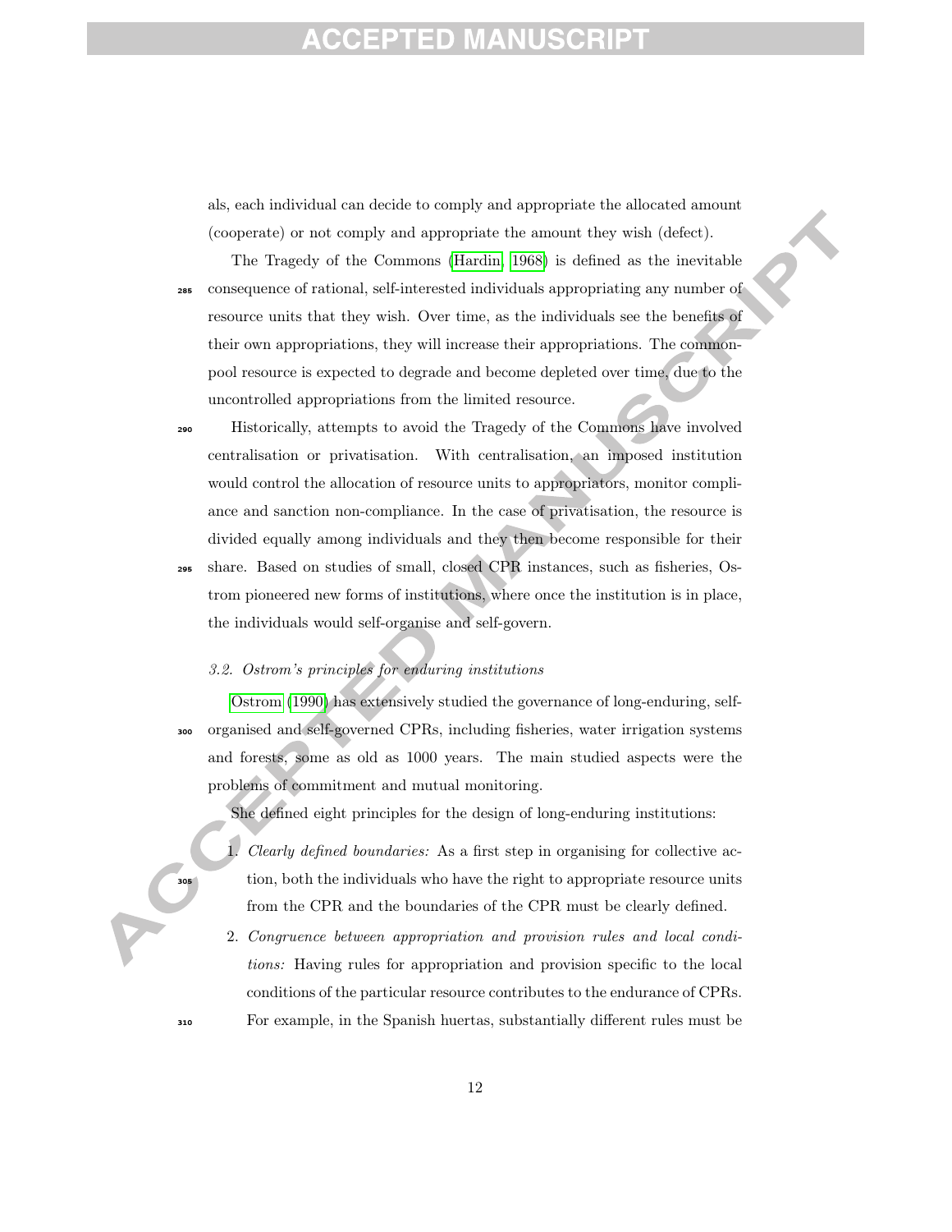als, each individual can decide to comply and appropriate the allocated amount (cooperate) or not comply and appropriate the amount they wish (defect).

The Tragedy of the Commons (Hardin, 1968) is defined as the inevitable consequence of rational, self-interested individuals appropriating any number of resource units that they wish. Over time, as the individuals see the benefits of their own appropriations, they will increase their appropriations. The common-pool resource is expected to degrade and become depleted over time, due to the uncontrolled appropriations from the limited resource.

Historically, attempts to avoid the Tragedy of the Commons have involved centralisation or privatisation. With centralisation, an imposed institution would control the allocation of resource units to appropriators, monitor compliance and sanction non-compliance. In the case of privatisation, the resource is divided equally among individuals and they then become responsible for their share. Based on studies of small, closed CPR instances, such as fisheries, Ostrom pioneered new forms of institutions, where once the institution is in place, the individuals would self-organise and self-govern.

### *3.2. Ostrom's principles for enduring institutions*

Ostrom (1990) has extensively studied the governance of long-enduring, self-organised and self-governed CPRs, including fisheries, water irrigation systems and forests, some as old as 1000 years. The main studied aspects were the problems of commitment and mutual monitoring.

She defined eight principles for the design of long-enduring institutions:

1. *Clearly defined boundaries:* As a first step in organising for collective action, both the individuals who have the right to appropriate resource units from the CPR and the boundaries of the CPR must be clearly defined.
2. *Congruence between appropriation and provision rules and local conditions:* Having rules for appropriation and provision specific to the local conditions of the particular resource contributes to the endurance of CPRs. For example, in the Spanish huertas, substantially different rules must be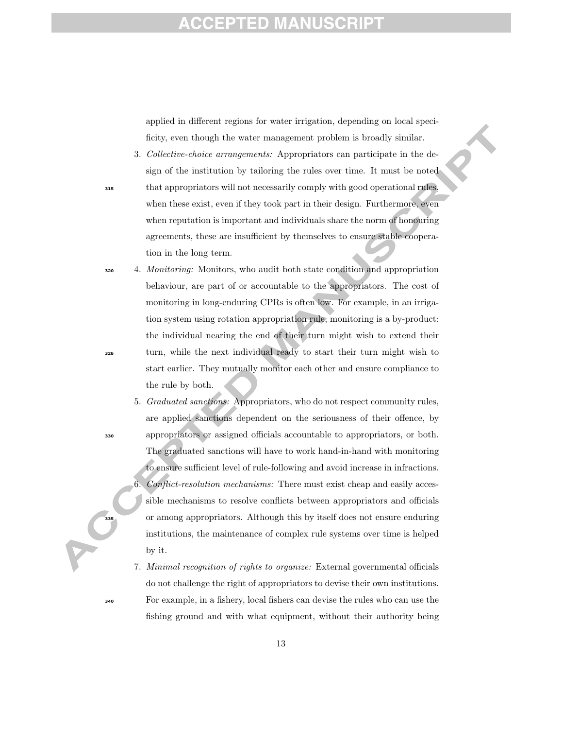applied in different regions for water irrigation, depending on local specificity, even though the water management problem is broadly similar.

3. *Collective-choice arrangements:* Appropriators can participate in the design of the institution by tailoring the rules over time. It must be noted that appropriators will not necessarily comply with good operational rules, when these exist, even if they took part in their design. Furthermore, even when reputation is important and individuals share the norm of honouring agreements, these are insufficient by themselves to ensure stable cooperation in the long term.
4. *Monitoring:* Monitors, who audit both state condition and appropriation behaviour, are part of or accountable to the appropriators. The cost of monitoring in long-enduring CPRs is often low. For example, in an irrigation system using rotation appropriation rule, monitoring is a by-product: the individual nearing the end of their turn might wish to extend their turn, while the next individual ready to start their turn might wish to start earlier. They mutually monitor each other and ensure compliance to the rule by both.
5. *Graduated sanctions:* Appropriators, who do not respect community rules, are applied sanctions dependent on the seriousness of their offence, by appropriators or assigned officials accountable to appropriators, or both. The graduated sanctions will have to work hand-in-hand with monitoring to ensure sufficient level of rule-following and avoid increase in infractions.
6. *Conflict-resolution mechanisms:* There must exist cheap and easily accessible mechanisms to resolve conflicts between appropriators and officials or among appropriators. Although this by itself does not ensure enduring institutions, the maintenance of complex rule systems over time is helped by it.
7. *Minimal recognition of rights to organize:* External governmental officials do not challenge the right of appropriators to devise their own institutions. For example, in a fishery, local fishers can devise the rules who can use the fishing ground and with what equipment, without their authority being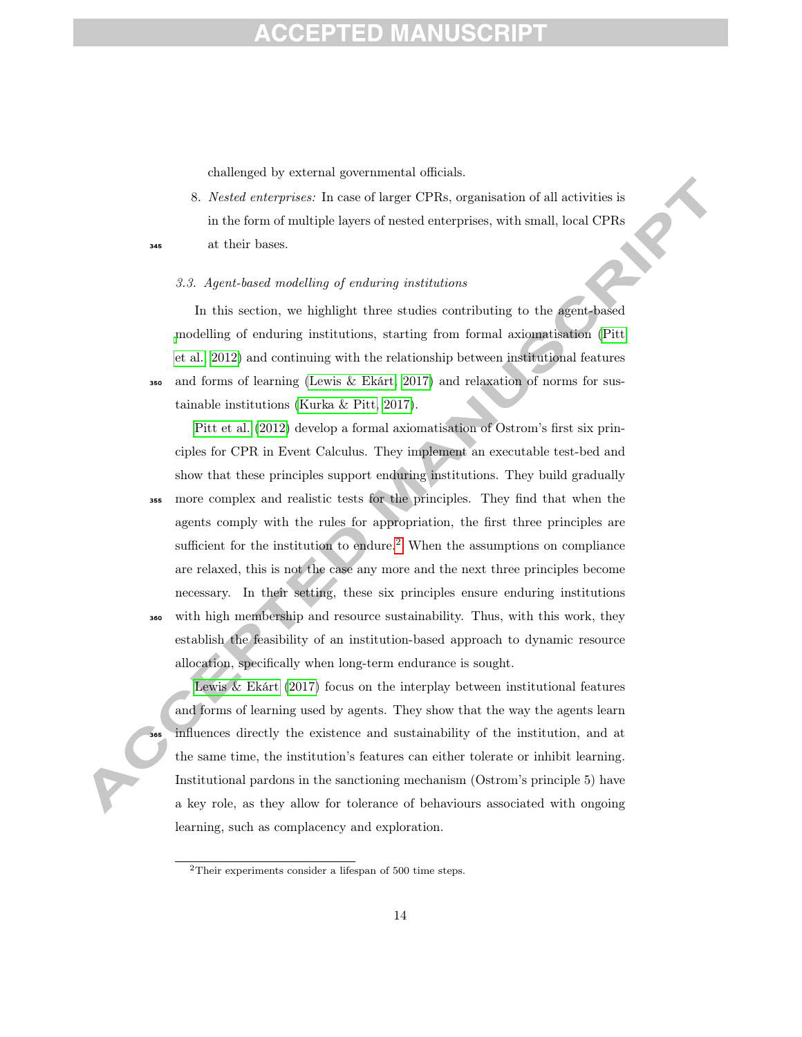challenged by external governmental officials.

8. *Nested enterprises:* In case of larger CPRs, organisation of all activities is in the form of multiple layers of nested enterprises, with small, local CPRs at their bases.

### *3.3. Agent-based modelling of enduring institutions*

In this section, we highlight three studies contributing to the agent-based modelling of enduring institutions, starting from formal axiomatisation (Pitt et al., 2012) and continuing with the relationship between institutional features and forms of learning (Lewis & Ekárt, 2017) and relaxation of norms for sustainable institutions (Kurka & Pitt, 2017).

Pitt et al. (2012) develop a formal axiomatisation of Ostrom's first six principles for CPR in Event Calculus. They implement an executable test-bed and show that these principles support enduring institutions. They build gradually more complex and realistic tests for the principles. They find that when the agents comply with the rules for appropriation, the first three principles are sufficient for the institution to endure.[2] When the assumptions on compliance are relaxed, this is not the case any more and the next three principles become necessary. In their setting, these six principles ensure enduring institutions with high membership and resource sustainability. Thus, with this work, they establish the feasibility of an institution-based approach to dynamic resource allocation, specifically when long-term endurance is sought.

Lewis & Ekárt (2017) focus on the interplay between institutional features and forms of learning used by agents. They show that the way the agents learn influences directly the existence and sustainability of the institution, and at the same time, the institution's features can either tolerate or inhibit learning. Institutional pardons in the sanctioning mechanism (Ostrom's principle 5) have a key role, as they allow for tolerance of behaviours associated with ongoing learning, such as complacency and exploration.

[2] Their experiments consider a lifespan of 500 time steps.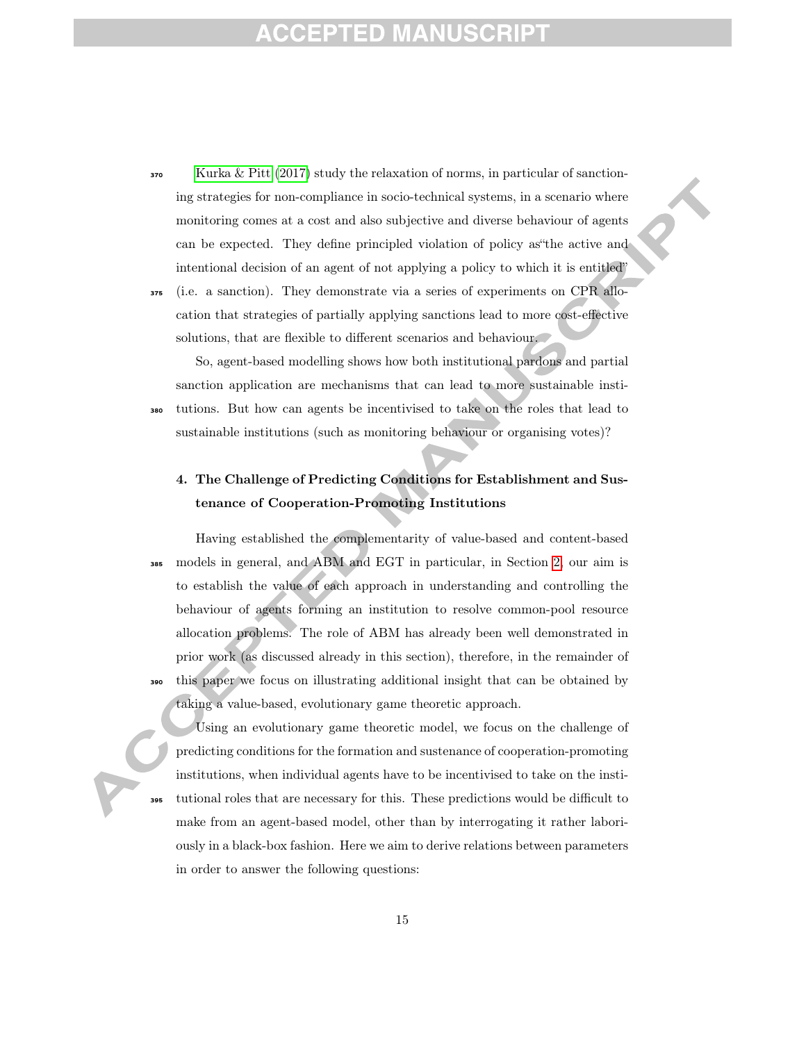Kurka & Pitt (2017) study the relaxation of norms, in particular of sanctioning strategies for non-compliance in socio-technical systems, in a scenario where monitoring comes at a cost and also subjective and diverse behaviour of agents can be expected. They define principled violation of policy as"the active and intentional decision of an agent of not applying a policy to which it is entitled" (i.e. a sanction). They demonstrate via a series of experiments on CPR allocation that strategies of partially applying sanctions lead to more cost-effective solutions, that are flexible to different scenarios and behaviour.

So, agent-based modelling shows how both institutional pardons and partial sanction application are mechanisms that can lead to more sustainable institutions. But how can agents be incentivised to take on the roles that lead to sustainable institutions (such as monitoring behaviour or organising votes)?

## 4. The Challenge of Predicting Conditions for Establishment and Sustenance of Cooperation-Promoting Institutions

Having established the complementarity of value-based and content-based models in general, and ABM and EGT in particular, in Section 2, our aim is to establish the value of each approach in understanding and controlling the behaviour of agents forming an institution to resolve common-pool resource allocation problems. The role of ABM has already been well demonstrated in prior work (as discussed already in this section), therefore, in the remainder of this paper we focus on illustrating additional insight that can be obtained by taking a value-based, evolutionary game theoretic approach.

Using an evolutionary game theoretic model, we focus on the challenge of predicting conditions for the formation and sustenance of cooperation-promoting institutions, when individual agents have to be incentivised to take on the institutional roles that are necessary for this. These predictions would be difficult to make from an agent-based model, other than by interrogating it rather laboriously in a black-box fashion. Here we aim to derive relations between parameters in order to answer the following questions: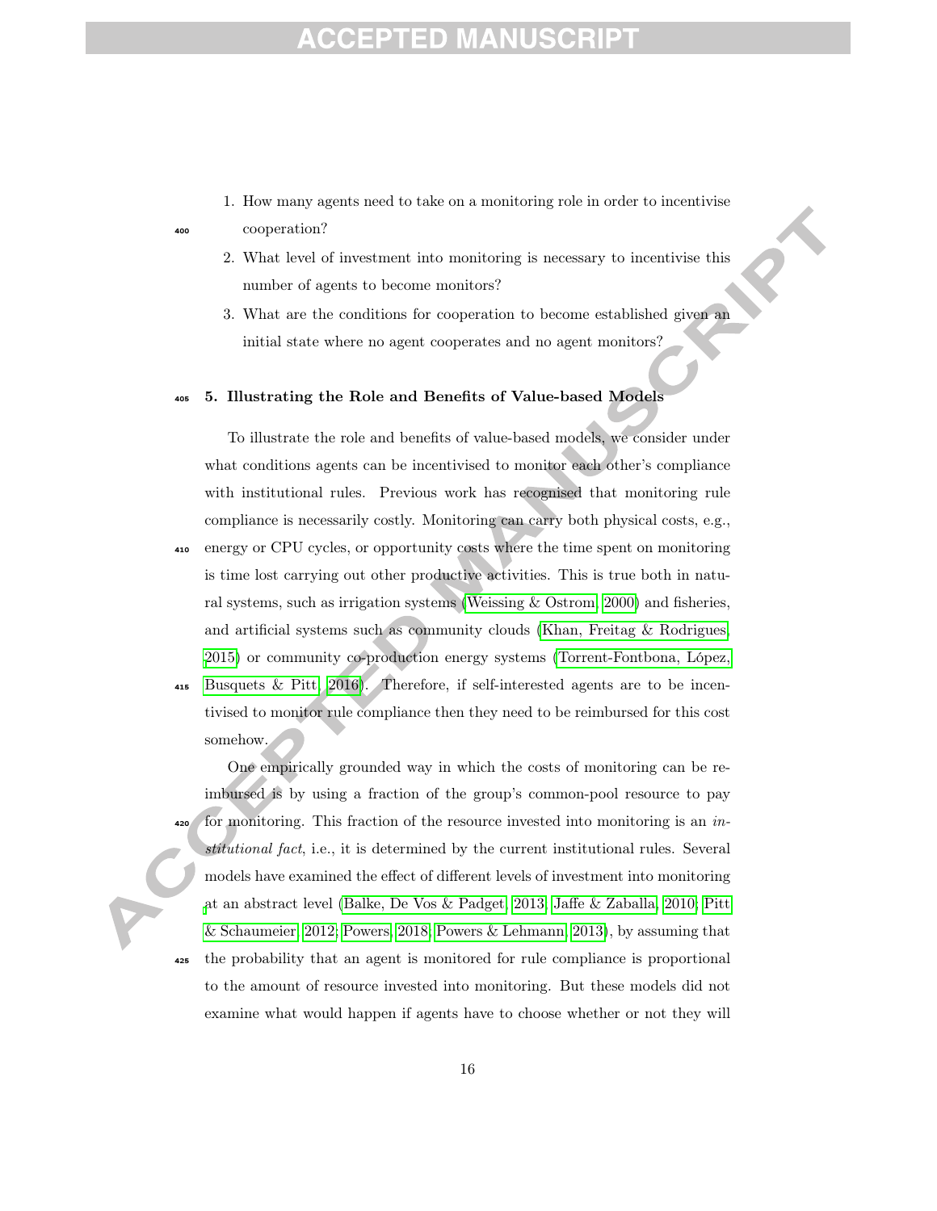1. How many agents need to take on a monitoring role in order to incentivise cooperation?
2. What level of investment into monitoring is necessary to incentivise this number of agents to become monitors?
3. What are the conditions for cooperation to become established given an initial state where no agent cooperates and no agent monitors?

## 5. Illustrating the Role and Benefits of Value-based Models

To illustrate the role and benefits of value-based models, we consider under what conditions agents can be incentivised to monitor each other's compliance with institutional rules. Previous work has recognised that monitoring rule compliance is necessarily costly. Monitoring can carry both physical costs, e.g., energy or CPU cycles, or opportunity costs where the time spent on monitoring is time lost carrying out other productive activities. This is true both in natural systems, such as irrigation systems (Weissing & Ostrom, 2000) and fisheries, and artificial systems such as community clouds (Khan, Freitag & Rodrigues, 2015) or community co-production energy systems (Torrent-Fontbona, López, Busquets & Pitt, 2016). Therefore, if self-interested agents are to be incentivised to monitor rule compliance then they need to be reimbursed for this cost somehow.

One empirically grounded way in which the costs of monitoring can be reimbursed is by using a fraction of the group's common-pool resource to pay for monitoring. This fraction of the resource invested into monitoring is an *institutional fact*, i.e., it is determined by the current institutional rules. Several models have examined the effect of different levels of investment into monitoring at an abstract level (Balke, De Vos & Padget, 2013; Jaffe & Zaballa, 2010; Pitt & Schaumeier, 2012; Powers, 2018; Powers & Lehmann, 2013), by assuming that the probability that an agent is monitored for rule compliance is proportional to the amount of resource invested into monitoring. But these models did not examine what would happen if agents have to choose whether or not they will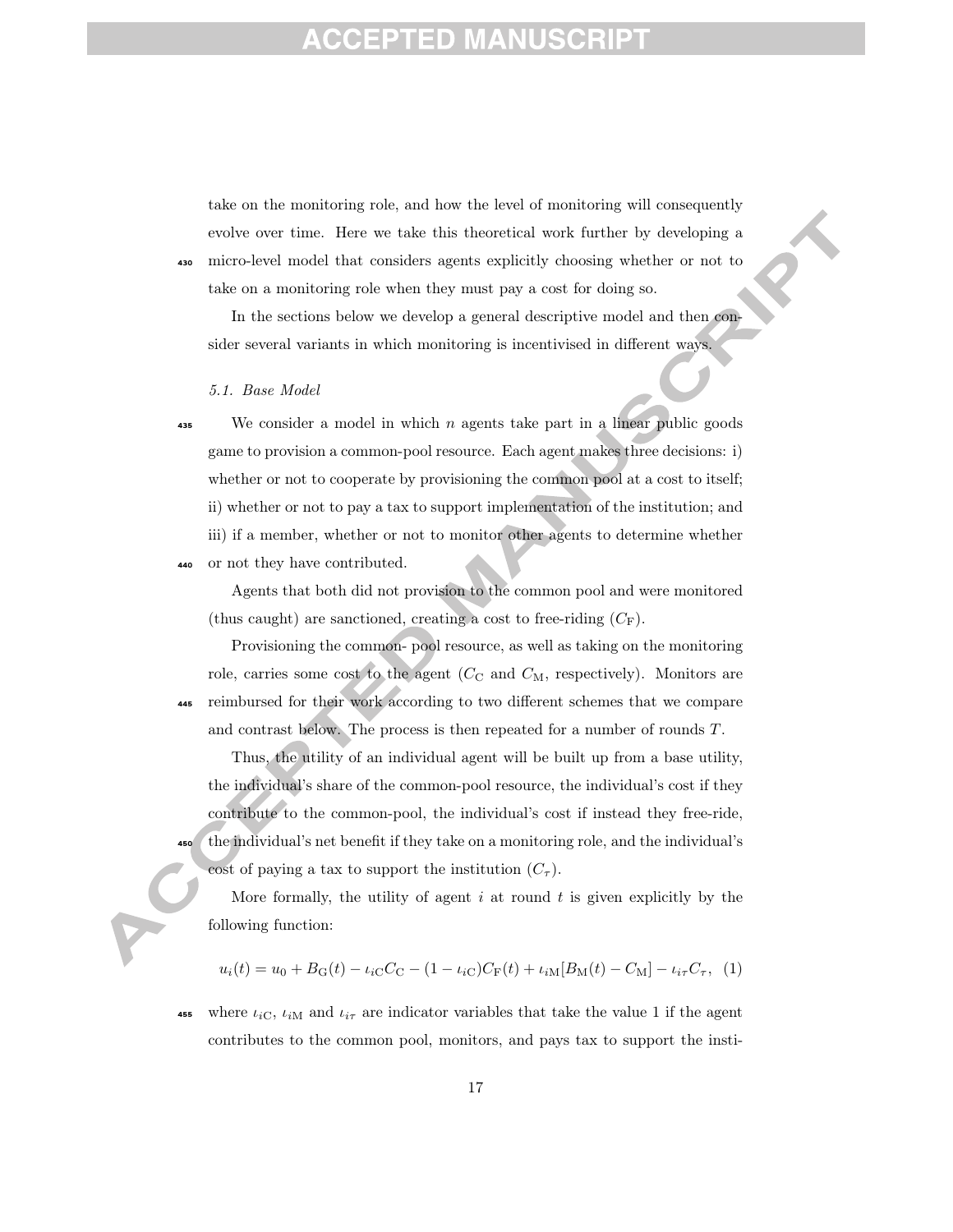take on the monitoring role, and how the level of monitoring will consequently evolve over time. Here we take this theoretical work further by developing a micro-level model that considers agents explicitly choosing whether or not to take on a monitoring role when they must pay a cost for doing so.

In the sections below we develop a general descriptive model and then consider several variants in which monitoring is incentivised in different ways.

### *5.1. Base Model*

We consider a model in which $n$ agents take part in a linear public goods game to provision a common-pool resource. Each agent makes three decisions: i) whether or not to cooperate by provisioning the common pool at a cost to itself; ii) whether or not to pay a tax to support implementation of the institution; and iii) if a member, whether or not to monitor other agents to determine whether or not they have contributed.

Agents that both did not provision to the common pool and were monitored (thus caught) are sanctioned, creating a cost to free-riding ($C_{\mathrm{F}}$).

Provisioning the common- pool resource, as well as taking on the monitoring role, carries some cost to the agent ($C_{\mathrm{C}}$ and $C_{\mathrm{M}}$, respectively). Monitors are reimbursed for their work according to two different schemes that we compare and contrast below. The process is then repeated for a number of rounds $T$.

Thus, the utility of an individual agent will be built up from a base utility, the individual's share of the common-pool resource, the individual's cost if they contribute to the common-pool, the individual's cost if instead they free-ride, the individual's net benefit if they take on a monitoring role, and the individual's cost of paying a tax to support the institution ($C_{\tau}$).

More formally, the utility of agent $i$ at round $t$ is given explicitly by the following function:

$$u_i(t) = u_0 + B_{\mathrm{G}}(t) - \iota_{i\mathrm{C}} C_{\mathrm{C}} - (1 - \iota_{i\mathrm{C}}) C_{\mathrm{F}}(t) + \iota_{i\mathrm{M}} [B_{\mathrm{M}}(t) - C_{\mathrm{M}}] - \iota_{i\tau} C_{\tau}, \quad (1)$$

where $\iota_{i\mathrm{C}}$, $\iota_{i\mathrm{M}}$ and $\iota_{i\tau}$ are indicator variables that take the value 1 if the agent contributes to the common pool, monitors, and pays tax to support the insti-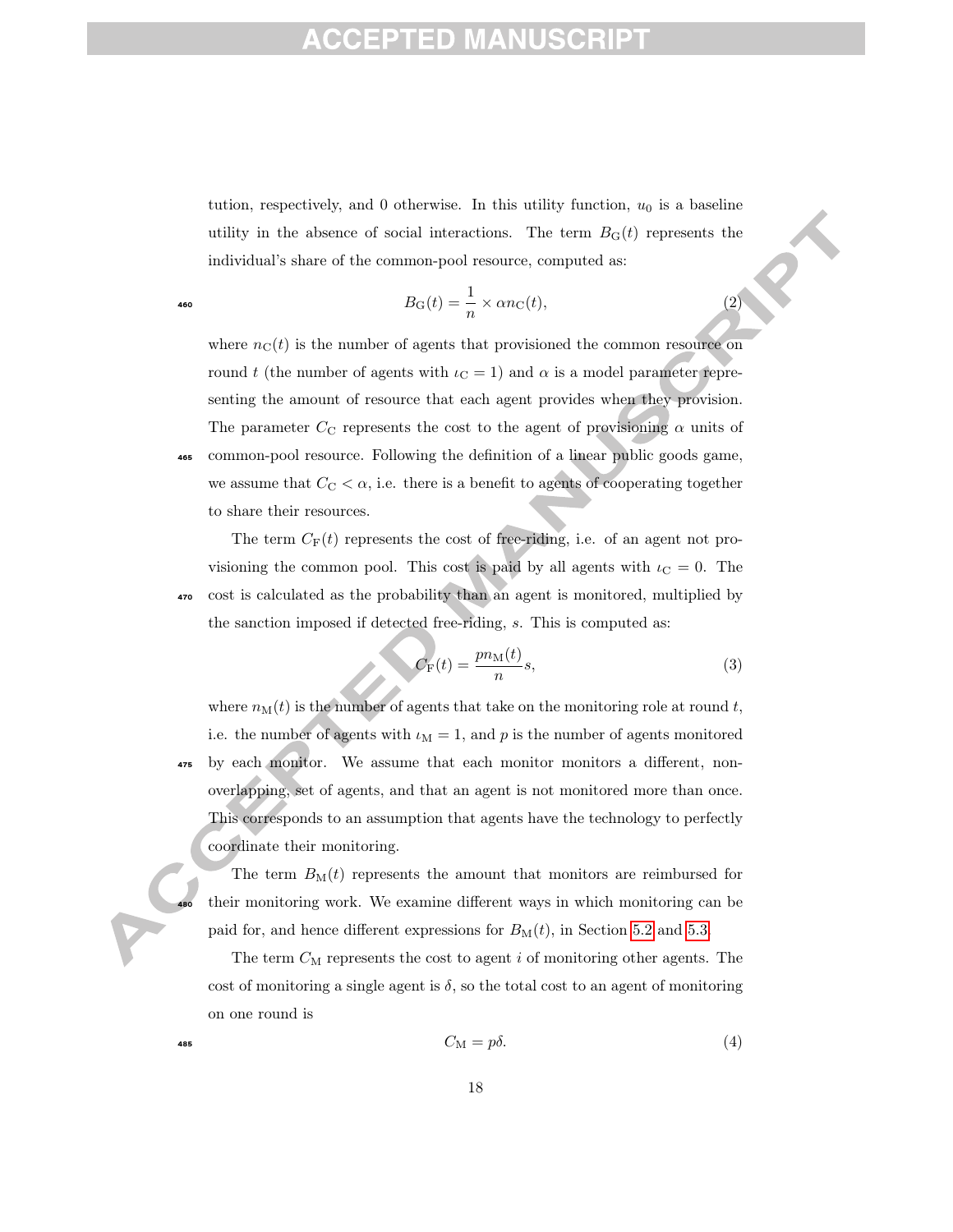tution, respectively, and 0 otherwise. In this utility function, $u_0$ is a baseline utility in the absence of social interactions. The term $B_{\mathrm{G}}(t)$ represents the individual's share of the common-pool resource, computed as:

$$B_{\mathrm{G}}(t) = \frac{1}{n} \times \alpha n_{\mathrm{C}}(t), \tag{2}$$

where $n_{\mathrm{C}}(t)$ is the number of agents that provisioned the common resource on round $t$ (the number of agents with $\iota_{\mathrm{C}} = 1$) and $\alpha$ is a model parameter representing the amount of resource that each agent provides when they provision. The parameter $C_{\mathrm{C}}$ represents the cost to the agent of provisioning $\alpha$ units of common-pool resource. Following the definition of a linear public goods game, we assume that $C_{\mathrm{C}} < \alpha$, i.e. there is a benefit to agents of cooperating together to share their resources.

The term $C_{\mathrm{F}}(t)$ represents the cost of free-riding, i.e. of an agent not provisioning the common pool. This cost is paid by all agents with $\iota_{\mathrm{C}} = 0$. The cost is calculated as the probability than an agent is monitored, multiplied by the sanction imposed if detected free-riding, $s$. This is computed as:

$$C_{\mathrm{F}}(t) = \frac{p n_{\mathrm{M}}(t)}{n} s, \tag{3}$$

where $n_{\mathrm{M}}(t)$ is the number of agents that take on the monitoring role at round $t$, i.e. the number of agents with $\iota_{\mathrm{M}} = 1$, and $p$ is the number of agents monitored by each monitor. We assume that each monitor monitors a different, non-overlapping, set of agents, and that an agent is not monitored more than once. This corresponds to an assumption that agents have the technology to perfectly coordinate their monitoring.

The term $B_{\mathrm{M}}(t)$ represents the amount that monitors are reimbursed for their monitoring work. We examine different ways in which monitoring can be paid for, and hence different expressions for $B_{\mathrm{M}}(t)$, in Section 5.2 and 5.3.

The term $C_{\mathrm{M}}$ represents the cost to agent $i$ of monitoring other agents. The cost of monitoring a single agent is $\delta$, so the total cost to an agent of monitoring on one round is

$$C_{\mathrm{M}} = p\delta. \tag{4}$$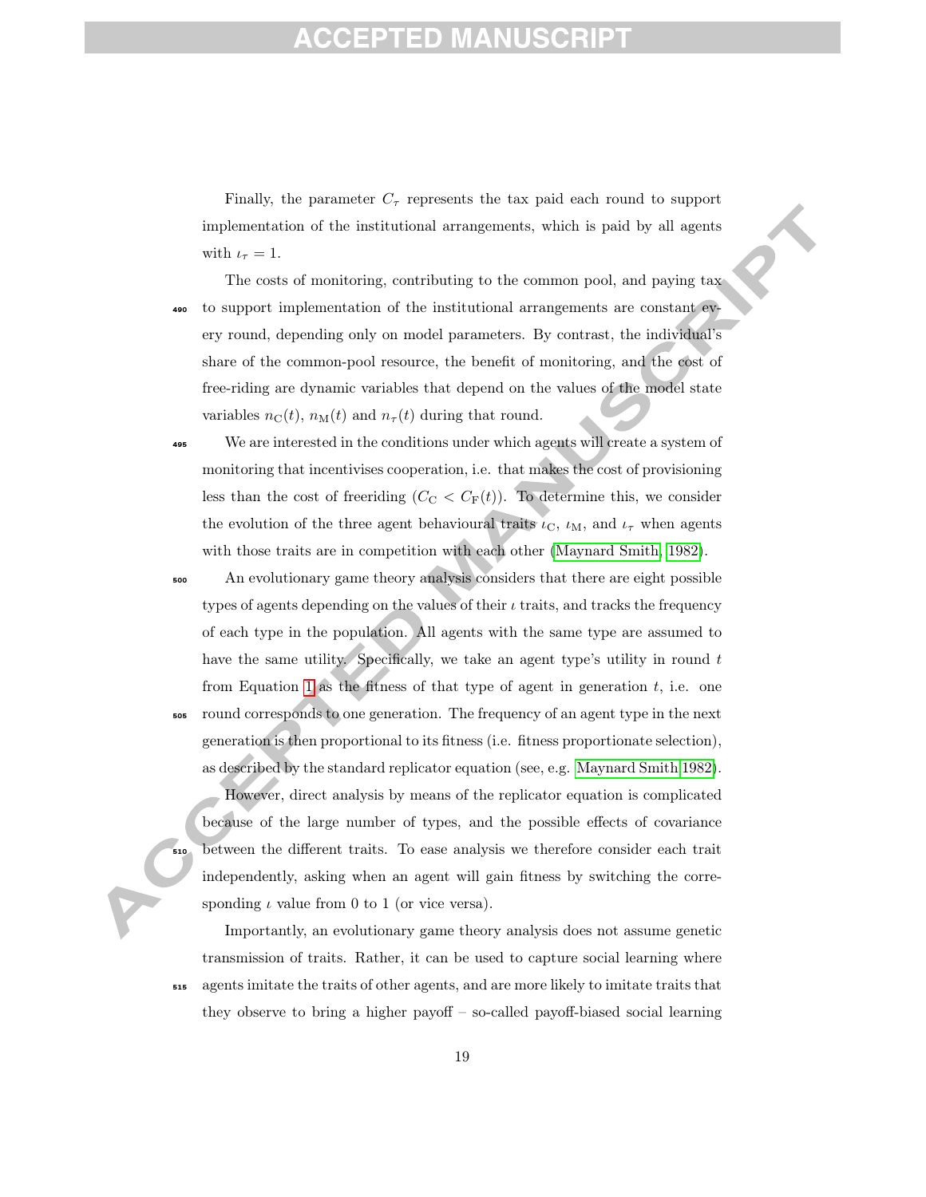Finally, the parameter $C_\tau$ represents the tax paid each round to support implementation of the institutional arrangements, which is paid by all agents with $\iota_\tau = 1$.

The costs of monitoring, contributing to the common pool, and paying tax to support implementation of the institutional arrangements are constant every round, depending only on model parameters. By contrast, the individual's share of the common-pool resource, the benefit of monitoring, and the cost of free-riding are dynamic variables that depend on the values of the model state variables $n_\mathrm{C}(t)$, $n_\mathrm{M}(t)$ and $n_\tau(t)$ during that round.

We are interested in the conditions under which agents will create a system of monitoring that incentivises cooperation, i.e. that makes the cost of provisioning less than the cost of freeriding ($C_\mathrm{C} < C_\mathrm{F}(t)$). To determine this, we consider the evolution of the three agent behavioural traits $\iota_\mathrm{C}$, $\iota_\mathrm{M}$, and $\iota_\tau$ when agents with those traits are in competition with each other (Maynard Smith, 1982).

An evolutionary game theory analysis considers that there are eight possible types of agents depending on the values of their $\iota$ traits, and tracks the frequency of each type in the population. All agents with the same type are assumed to have the same utility. Specifically, we take an agent type's utility in round $t$ from Equation 1 as the fitness of that type of agent in generation $t$, i.e. one round corresponds to one generation. The frequency of an agent type in the next generation is then proportional to its fitness (i.e. fitness proportionate selection), as described by the standard replicator equation (see, e.g. Maynard Smith 1982).

However, direct analysis by means of the replicator equation is complicated because of the large number of types, and the possible effects of covariance between the different traits. To ease analysis we therefore consider each trait independently, asking when an agent will gain fitness by switching the corresponding $\iota$ value from 0 to 1 (or vice versa).

Importantly, an evolutionary game theory analysis does not assume genetic transmission of traits. Rather, it can be used to capture social learning where agents imitate the traits of other agents, and are more likely to imitate traits that they observe to bring a higher payoff – so-called payoff-biased social learning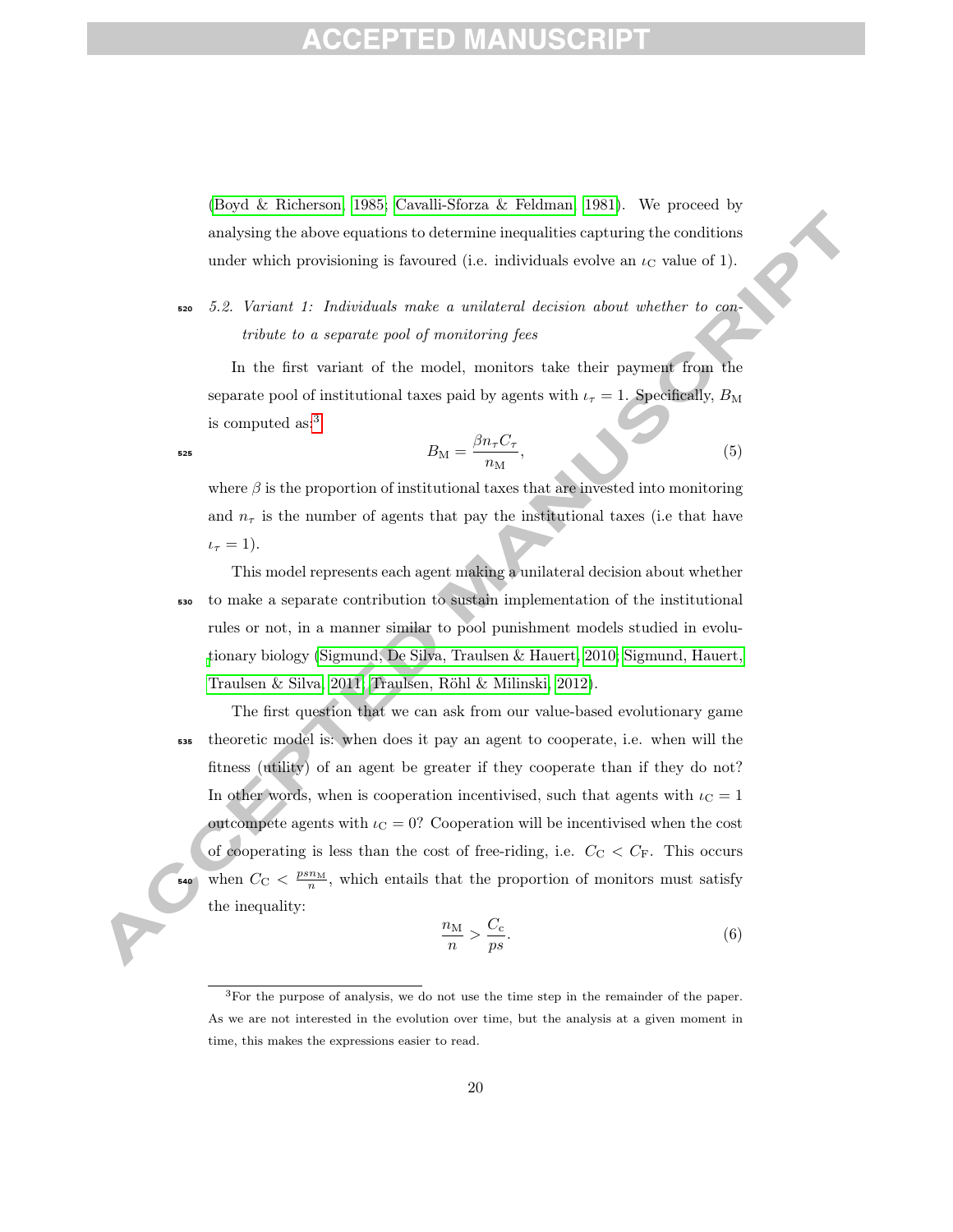(Boyd & Richerson, 1985; Cavalli-Sforza & Feldman, 1981). We proceed by analysing the above equations to determine inequalities capturing the conditions under which provisioning is favoured (i.e. individuals evolve an $\iota_{\mathrm{C}}$ value of 1).

### 5.2. Variant 1: Individuals make a unilateral decision about whether to contribute to a separate pool of monitoring fees

In the first variant of the model, monitors take their payment from the separate pool of institutional taxes paid by agents with $\iota_\tau = 1$. Specifically, $B_{\mathrm{M}}$ is computed as:[3]

$$B_{\mathrm{M}} = \frac{\beta n_\tau C_\tau}{n_{\mathrm{M}}}, \tag{5}$$

where $\beta$ is the proportion of institutional taxes that are invested into monitoring and $n_\tau$ is the number of agents that pay the institutional taxes (i.e that have $\iota_\tau = 1$).

This model represents each agent making a unilateral decision about whether to make a separate contribution to sustain implementation of the institutional rules or not, in a manner similar to pool punishment models studied in evolutionary biology (Sigmund, De Silva, Traulsen & Hauert, 2010; Sigmund, Hauert, Traulsen & Silva, 2011; Traulsen, Röhl & Milinski, 2012).

The first question that we can ask from our value-based evolutionary game theoretic model is: when does it pay an agent to cooperate, i.e. when will the fitness (utility) of an agent be greater if they cooperate than if they do not? In other words, when is cooperation incentivised, such that agents with $\iota_{\mathrm{C}} = 1$ outcompete agents with $\iota_{\mathrm{C}} = 0$? Cooperation will be incentivised when the cost of cooperating is less than the cost of free-riding, i.e. $C_{\mathrm{C}} < C_{\mathrm{F}}$. This occurs when $C_{\mathrm{C}} < \frac{psn_{\mathrm{M}}}{n}$, which entails that the proportion of monitors must satisfy the inequality:

$$\frac{n_{\mathrm{M}}}{n} > \frac{C_{\mathrm{c}}}{ps}. \tag{6}$$

[3] For the purpose of analysis, we do not use the time step in the remainder of the paper. As we are not interested in the evolution over time, but the analysis at a given moment in time, this makes the expressions easier to read.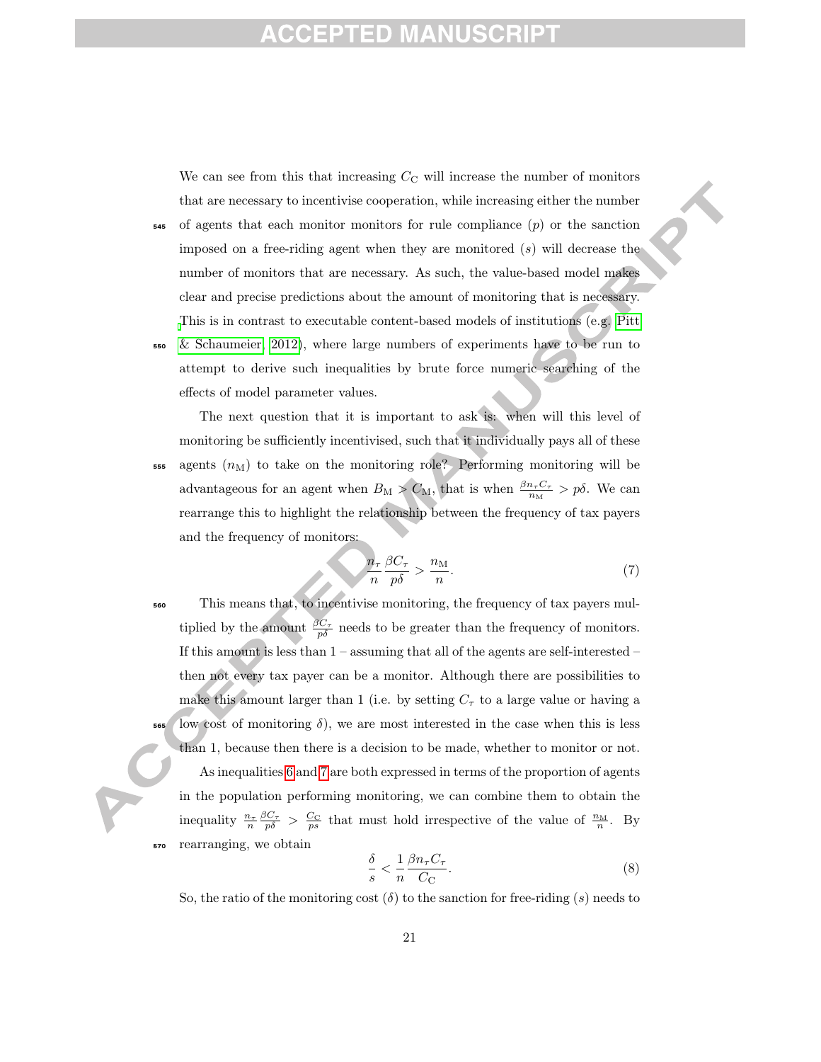We can see from this that increasing $C_\mathrm{C}$ will increase the number of monitors that are necessary to incentivise cooperation, while increasing either the number of agents that each monitor monitors for rule compliance ($p$) or the sanction imposed on a free-riding agent when they are monitored ($s$) will decrease the number of monitors that are necessary. As such, the value-based model makes clear and precise predictions about the amount of monitoring that is necessary. This is in contrast to executable content-based models of institutions (e.g. Pitt & Schaumeier, 2012), where large numbers of experiments have to be run to attempt to derive such inequalities by brute force numeric searching of the effects of model parameter values.

The next question that it is important to ask is: when will this level of monitoring be sufficiently incentivised, such that it individually pays all of these agents ($n_\mathrm{M}$) to take on the monitoring role? Performing monitoring will be advantageous for an agent when $B_\mathrm{M} > C_\mathrm{M}$, that is when $\frac{\beta n_\tau C_\tau}{n_\mathrm{M}} > p\delta$. We can rearrange this to highlight the relationship between the frequency of tax payers and the frequency of monitors:

$$\frac{n_\tau}{n}\frac{\beta C_\tau}{p\delta} > \frac{n_\mathrm{M}}{n}. \tag{7}$$

This means that, to incentivise monitoring, the frequency of tax payers multiplied by the amount $\frac{\beta C_\tau}{p\delta}$ needs to be greater than the frequency of monitors. If this amount is less than 1 – assuming that all of the agents are self-interested – then not every tax payer can be a monitor. Although there are possibilities to make this amount larger than 1 (i.e. by setting $C_\tau$ to a large value or having a low cost of monitoring $\delta$), we are most interested in the case when this is less than 1, because then there is a decision to be made, whether to monitor or not.

As inequalities 6 and 7 are both expressed in terms of the proportion of agents in the population performing monitoring, we can combine them to obtain the inequality $\frac{n_\tau}{n}\frac{\beta C_\tau}{p\delta} > \frac{C_\mathrm{C}}{ps}$ that must hold irrespective of the value of $\frac{n_\mathrm{M}}{n}$. By rearranging, we obtain

$$\frac{\delta}{s} < \frac{1}{n}\frac{\beta n_\tau C_\tau}{C_\mathrm{C}}. \tag{8}$$

So, the ratio of the monitoring cost ($\delta$) to the sanction for free-riding ($s$) needs to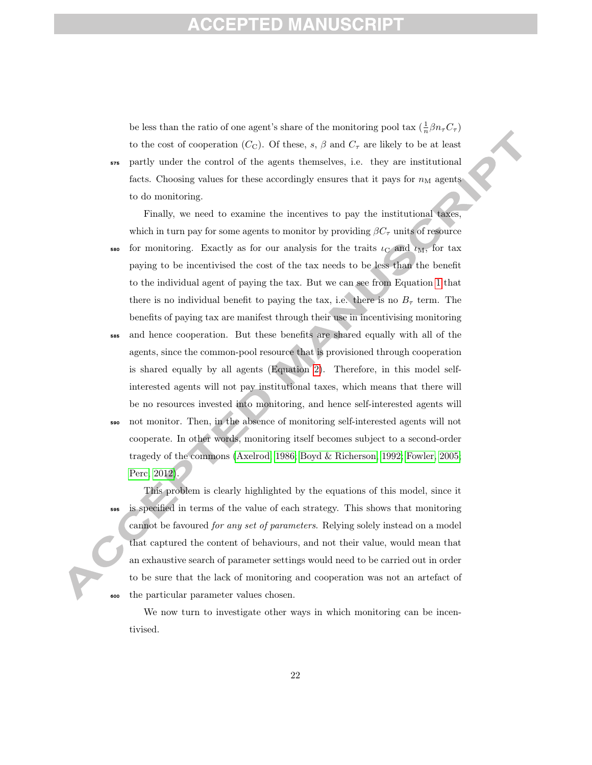be less than the ratio of one agent's share of the monitoring pool tax ($\frac{1}{n}\beta n_\tau C_\tau$) to the cost of cooperation ($C_\text{C}$). Of these, $s$, $\beta$ and $C_\tau$ are likely to be at least partly under the control of the agents themselves, i.e. they are institutional facts. Choosing values for these accordingly ensures that it pays for $n_\text{M}$ agents to do monitoring.

Finally, we need to examine the incentives to pay the institutional taxes, which in turn pay for some agents to monitor by providing $\beta C_\tau$ units of resource for monitoring. Exactly as for our analysis for the traits $\iota_\text{C}$ and $\iota_\text{M}$, for tax paying to be incentivised the cost of the tax needs to be less than the benefit to the individual agent of paying the tax. But we can see from Equation 1 that there is no individual benefit to paying the tax, i.e. there is no $B_\tau$ term. The benefits of paying tax are manifest through their use in incentivising monitoring and hence cooperation. But these benefits are shared equally with all of the agents, since the common-pool resource that is provisioned through cooperation is shared equally by all agents (Equation 2). Therefore, in this model self-interested agents will not pay institutional taxes, which means that there will be no resources invested into monitoring, and hence self-interested agents will not monitor. Then, in the absence of monitoring self-interested agents will not cooperate. In other words, monitoring itself becomes subject to a second-order tragedy of the commons (Axelrod, 1986; Boyd & Richerson, 1992; Fowler, 2005; Perc, 2012).

This problem is clearly highlighted by the equations of this model, since it is specified in terms of the value of each strategy. This shows that monitoring cannot be favoured *for any set of parameters*. Relying solely instead on a model that captured the content of behaviours, and not their value, would mean that an exhaustive search of parameter settings would need to be carried out in order to be sure that the lack of monitoring and cooperation was not an artefact of the particular parameter values chosen.

We now turn to investigate other ways in which monitoring can be incentivised.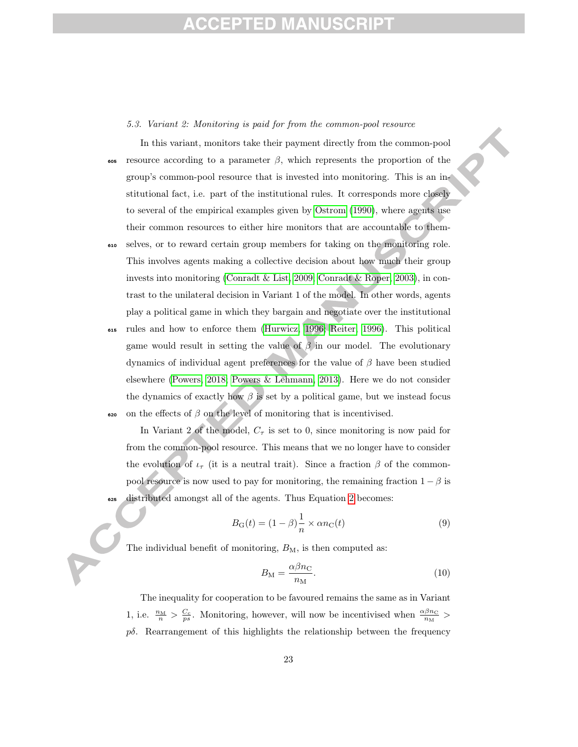### 5.3. Variant 2: Monitoring is paid for from the common-pool resource

In this variant, monitors take their payment directly from the common-pool resource according to a parameter $\beta$, which represents the proportion of the group's common-pool resource that is invested into monitoring. This is an institutional fact, i.e. part of the institutional rules. It corresponds more closely to several of the empirical examples given by Ostrom (1990), where agents use their common resources to either hire monitors that are accountable to themselves, or to reward certain group members for taking on the monitoring role. This involves agents making a collective decision about how much their group invests into monitoring (Conradt & List, 2009; Conradt & Roper, 2003), in contrast to the unilateral decision in Variant 1 of the model. In other words, agents play a political game in which they bargain and negotiate over the institutional rules and how to enforce them (Hurwicz, 1996; Reiter, 1996). This political game would result in setting the value of $\beta$ in our model. The evolutionary dynamics of individual agent preferences for the value of $\beta$ have been studied elsewhere (Powers, 2018; Powers & Lehmann, 2013). Here we do not consider the dynamics of exactly how $\beta$ is set by a political game, but we instead focus on the effects of $\beta$ on the level of monitoring that is incentivised.

In Variant 2 of the model, $C_\tau$ is set to 0, since monitoring is now paid for from the common-pool resource. This means that we no longer have to consider the evolution of $\iota_\tau$ (it is a neutral trait). Since a fraction $\beta$ of the common-pool resource is now used to pay for monitoring, the remaining fraction $1-\beta$ is distributed amongst all of the agents. Thus Equation 2 becomes:

$$B_{\mathrm{G}}(t) = (1-\beta)\frac{1}{n} \times \alpha n_{\mathrm{C}}(t) \tag{9}$$

The individual benefit of monitoring, $B_{\mathrm{M}}$, is then computed as:

$$B_{\mathrm{M}} = \frac{\alpha\beta n_{\mathrm{C}}}{n_{\mathrm{M}}}. \tag{10}$$

The inequality for cooperation to be favoured remains the same as in Variant 1, i.e. $\frac{n_{\mathrm{M}}}{n} > \frac{C_c}{ps}$. Monitoring, however, will now be incentivised when $\frac{\alpha\beta n_{\mathrm{C}}}{n_{\mathrm{M}}} > p\delta$. Rearrangement of this highlights the relationship between the frequency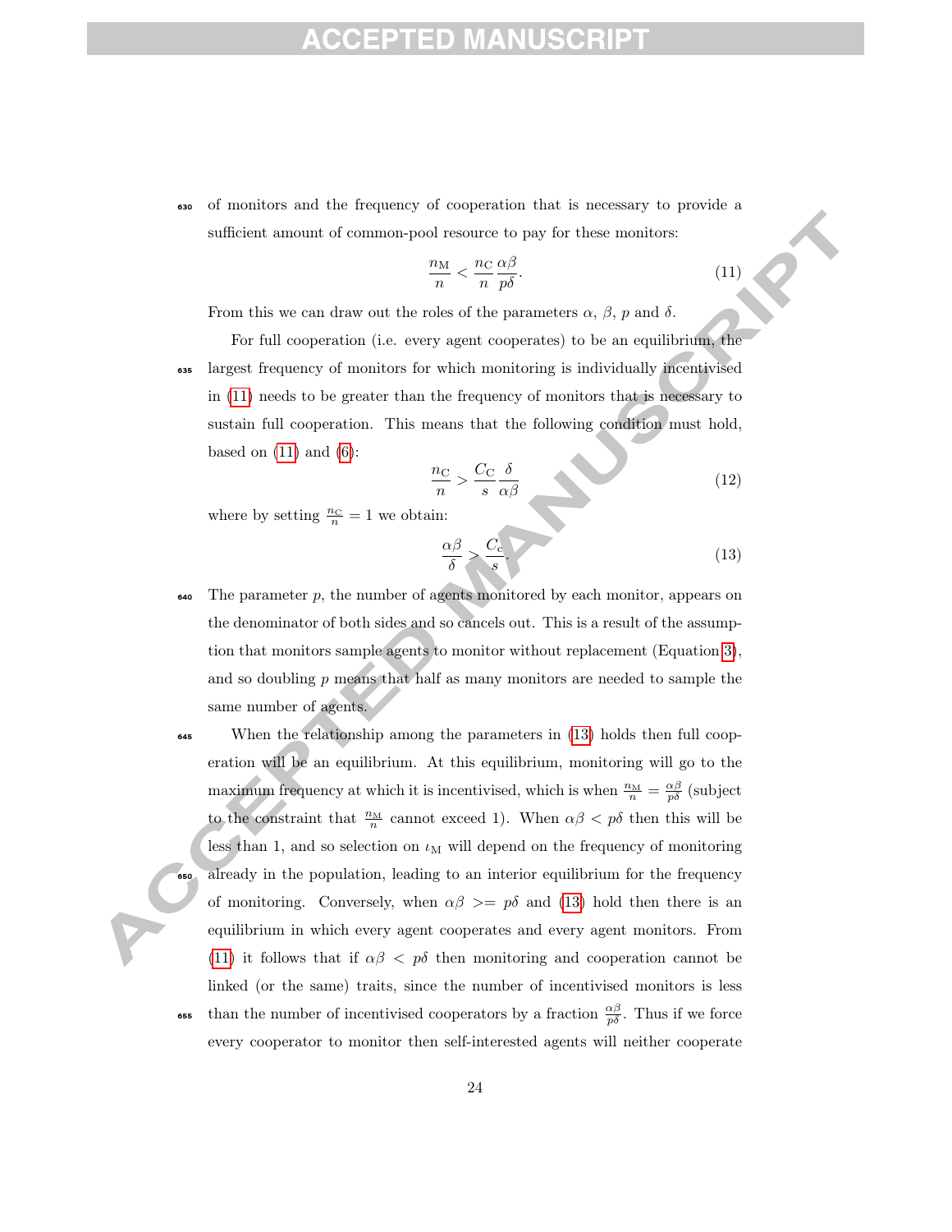of monitors and the frequency of cooperation that is necessary to provide a sufficient amount of common-pool resource to pay for these monitors:

$$\frac{n_{\mathrm{M}}}{n} < \frac{n_{\mathrm{C}}}{n} \frac{\alpha\beta}{p\delta}. \tag{11}$$

From this we can draw out the roles of the parameters $\alpha$, $\beta$, $p$ and $\delta$.

For full cooperation (i.e. every agent cooperates) to be an equilibrium, the largest frequency of monitors for which monitoring is individually incentivised in (11) needs to be greater than the frequency of monitors that is necessary to sustain full cooperation. This means that the following condition must hold, based on (11) and (6):

$$\frac{n_{\mathrm{C}}}{n} > \frac{C_{\mathrm{C}}}{s} \frac{\delta}{\alpha\beta} \tag{12}$$

where by setting $\frac{n_{\mathrm{C}}}{n} = 1$ we obtain:

$$\frac{\alpha\beta}{\delta} > \frac{C_{\mathrm{c}}}{s}. \tag{13}$$

The parameter $p$, the number of agents monitored by each monitor, appears on the denominator of both sides and so cancels out. This is a result of the assumption that monitors sample agents to monitor without replacement (Equation 3), and so doubling $p$ means that half as many monitors are needed to sample the same number of agents.

When the relationship among the parameters in (13) holds then full cooperation will be an equilibrium. At this equilibrium, monitoring will go to the maximum frequency at which it is incentivised, which is when $\frac{n_{\mathrm{M}}}{n} = \frac{\alpha\beta}{p\delta}$ (subject to the constraint that $\frac{n_{\mathrm{M}}}{n}$ cannot exceed 1). When $\alpha\beta < p\delta$ then this will be less than 1, and so selection on $\iota_{\mathrm{M}}$ will depend on the frequency of monitoring already in the population, leading to an interior equilibrium for the frequency of monitoring. Conversely, when $\alpha\beta >= p\delta$ and (13) hold then there is an equilibrium in which every agent cooperates and every agent monitors. From (11) it follows that if $\alpha\beta < p\delta$ then monitoring and cooperation cannot be linked (or the same) traits, since the number of incentivised monitors is less than the number of incentivised cooperators by a fraction $\frac{\alpha\beta}{p\delta}$. Thus if we force every cooperator to monitor then self-interested agents will neither cooperate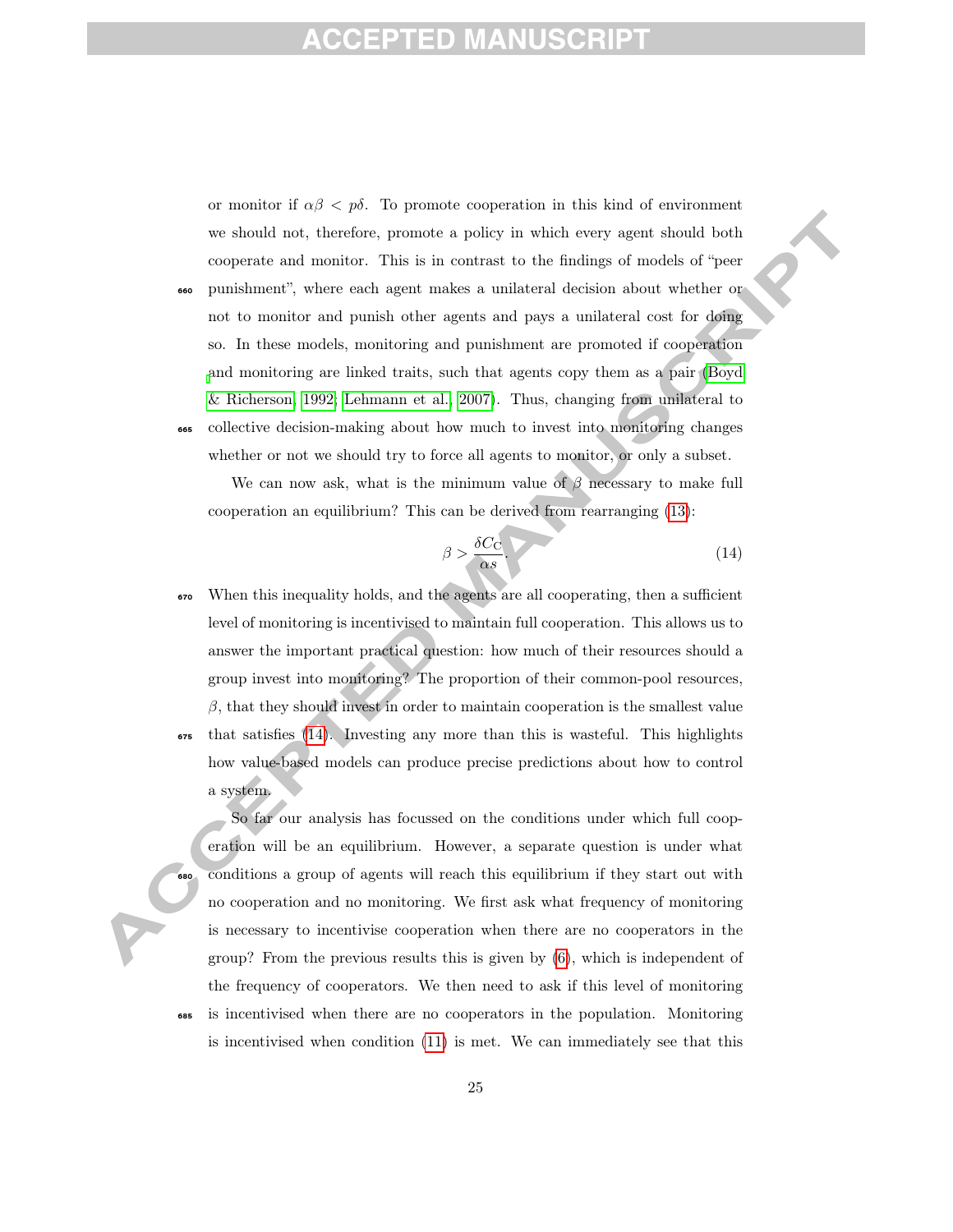or monitor if $\alpha\beta < p\delta$. To promote cooperation in this kind of environment we should not, therefore, promote a policy in which every agent should both cooperate and monitor. This is in contrast to the findings of models of "peer punishment", where each agent makes a unilateral decision about whether or not to monitor and punish other agents and pays a unilateral cost for doing so. In these models, monitoring and punishment are promoted if cooperation and monitoring are linked traits, such that agents copy them as a pair (Boyd & Richerson, 1992; Lehmann et al., 2007). Thus, changing from unilateral to collective decision-making about how much to invest into monitoring changes whether or not we should try to force all agents to monitor, or only a subset.

We can now ask, what is the minimum value of $\beta$ necessary to make full cooperation an equilibrium? This can be derived from rearranging (13):

$$\beta > \frac{\delta C_{\mathrm{C}}}{\alpha s}. \tag{14}$$

When this inequality holds, and the agents are all cooperating, then a sufficient level of monitoring is incentivised to maintain full cooperation. This allows us to answer the important practical question: how much of their resources should a group invest into monitoring? The proportion of their common-pool resources, $\beta$, that they should invest in order to maintain cooperation is the smallest value that satisfies (14). Investing any more than this is wasteful. This highlights how value-based models can produce precise predictions about how to control a system.

So far our analysis has focussed on the conditions under which full cooperation will be an equilibrium. However, a separate question is under what conditions a group of agents will reach this equilibrium if they start out with no cooperation and no monitoring. We first ask what frequency of monitoring is necessary to incentivise cooperation when there are no cooperators in the group? From the previous results this is given by (6), which is independent of the frequency of cooperators. We then need to ask if this level of monitoring is incentivised when there are no cooperators in the population. Monitoring is incentivised when condition (11) is met. We can immediately see that this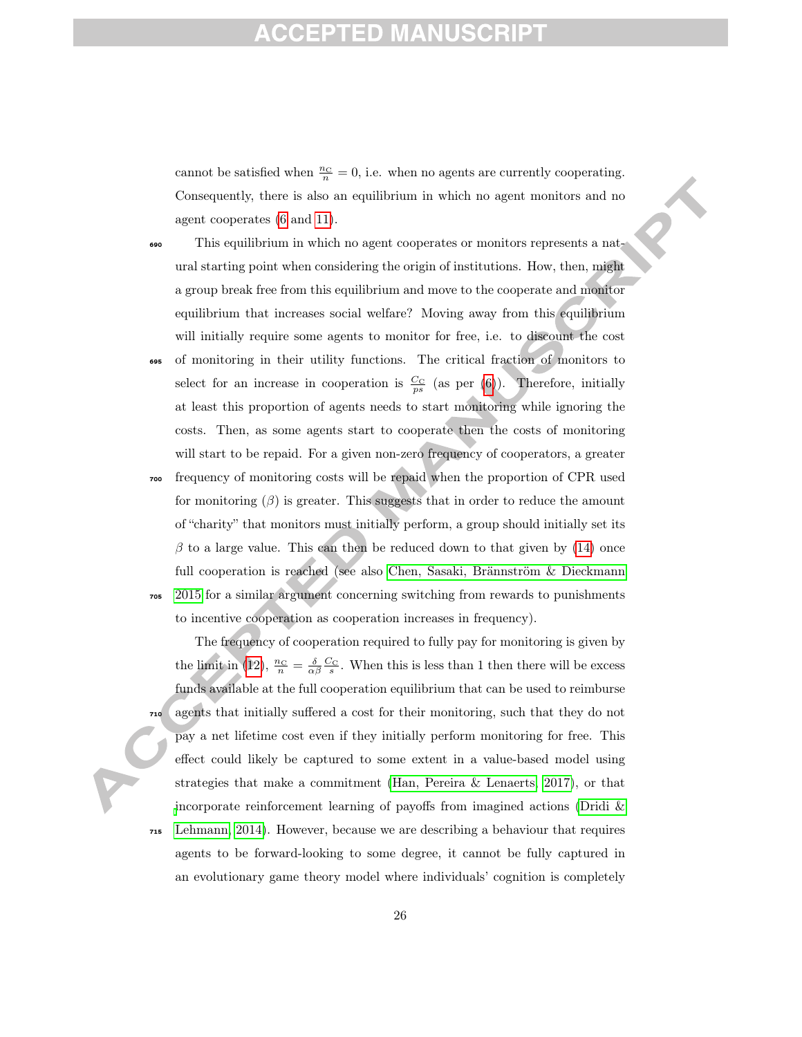cannot be satisfied when $\frac{n_C}{n} = 0$, i.e. when no agents are currently cooperating. Consequently, there is also an equilibrium in which no agent monitors and no agent cooperates (6 and 11).

This equilibrium in which no agent cooperates or monitors represents a natural starting point when considering the origin of institutions. How, then, might a group break free from this equilibrium and move to the cooperate and monitor equilibrium that increases social welfare? Moving away from this equilibrium will initially require some agents to monitor for free, i.e. to discount the cost of monitoring in their utility functions. The critical fraction of monitors to select for an increase in cooperation is $\frac{C_C}{ps}$ (as per (6)). Therefore, initially at least this proportion of agents needs to start monitoring while ignoring the costs. Then, as some agents start to cooperate then the costs of monitoring will start to be repaid. For a given non-zero frequency of cooperators, a greater frequency of monitoring costs will be repaid when the proportion of CPR used for monitoring ($\beta$) is greater. This suggests that in order to reduce the amount of "charity" that monitors must initially perform, a group should initially set its $\beta$ to a large value. This can then be reduced down to that given by (14) once full cooperation is reached (see also Chen, Sasaki, Brännström & Dieckmann 2015 for a similar argument concerning switching from rewards to punishments to incentive cooperation as cooperation increases in frequency).

The frequency of cooperation required to fully pay for monitoring is given by the limit in (12), $\frac{n_C}{n} = \frac{\delta}{\alpha\beta}\frac{C_C}{s}$. When this is less than 1 then there will be excess funds available at the full cooperation equilibrium that can be used to reimburse agents that initially suffered a cost for their monitoring, such that they do not pay a net lifetime cost even if they initially perform monitoring for free. This effect could likely be captured to some extent in a value-based model using strategies that make a commitment (Han, Pereira & Lenaerts, 2017), or that incorporate reinforcement learning of payoffs from imagined actions (Dridi & Lehmann, 2014). However, because we are describing a behaviour that requires agents to be forward-looking to some degree, it cannot be fully captured in an evolutionary game theory model where individuals' cognition is completely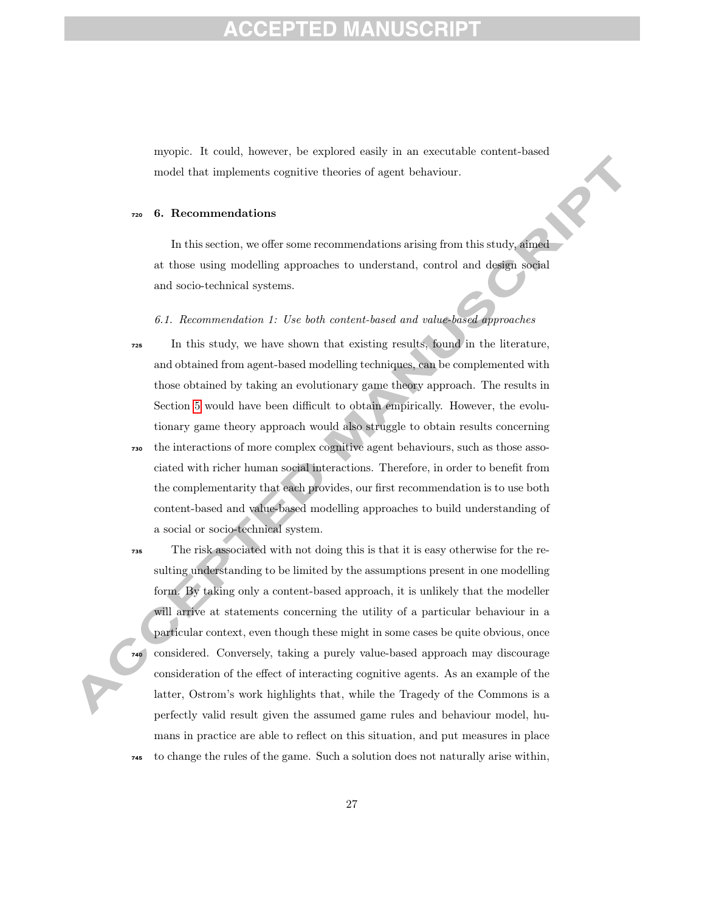myopic. It could, however, be explored easily in an executable content-based model that implements cognitive theories of agent behaviour.

## 6. Recommendations

In this section, we offer some recommendations arising from this study, aimed at those using modelling approaches to understand, control and design social and socio-technical systems.

### *6.1. Recommendation 1: Use both content-based and value-based approaches*

In this study, we have shown that existing results, found in the literature, and obtained from agent-based modelling techniques, can be complemented with those obtained by taking an evolutionary game theory approach. The results in Section 5 would have been difficult to obtain empirically. However, the evolutionary game theory approach would also struggle to obtain results concerning the interactions of more complex cognitive agent behaviours, such as those associated with richer human social interactions. Therefore, in order to benefit from the complementarity that each provides, our first recommendation is to use both content-based and value-based modelling approaches to build understanding of a social or socio-technical system.

The risk associated with not doing this is that it is easy otherwise for the resulting understanding to be limited by the assumptions present in one modelling form. By taking only a content-based approach, it is unlikely that the modeller will arrive at statements concerning the utility of a particular behaviour in a particular context, even though these might in some cases be quite obvious, once considered. Conversely, taking a purely value-based approach may discourage consideration of the effect of interacting cognitive agents. As an example of the latter, Ostrom's work highlights that, while the Tragedy of the Commons is a perfectly valid result given the assumed game rules and behaviour model, humans in practice are able to reflect on this situation, and put measures in place to change the rules of the game. Such a solution does not naturally arise within,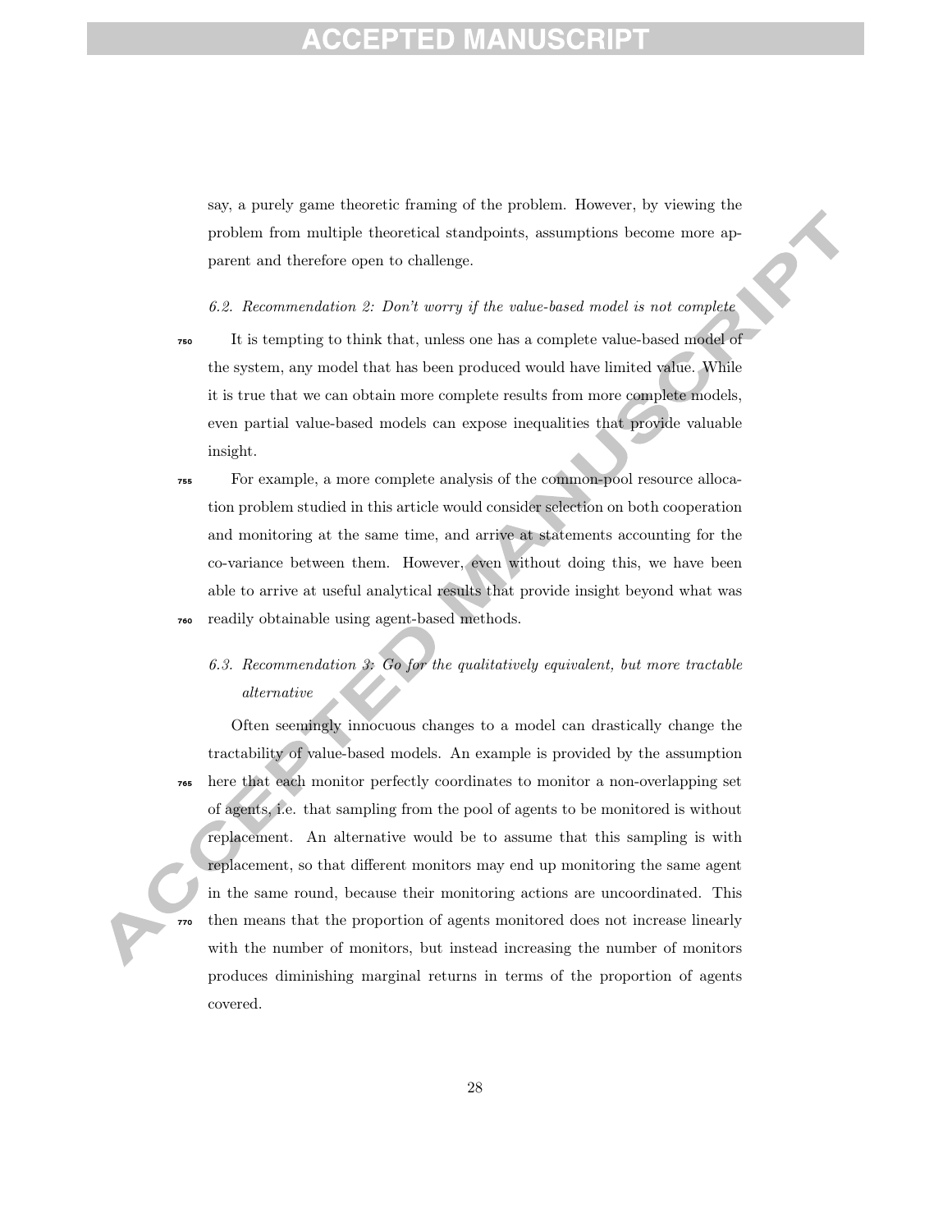say, a purely game theoretic framing of the problem. However, by viewing the problem from multiple theoretical standpoints, assumptions become more apparent and therefore open to challenge.

### *6.2. Recommendation 2: Don't worry if the value-based model is not complete*

It is tempting to think that, unless one has a complete value-based model of the system, any model that has been produced would have limited value. While it is true that we can obtain more complete results from more complete models, even partial value-based models can expose inequalities that provide valuable insight.

For example, a more complete analysis of the common-pool resource allocation problem studied in this article would consider selection on both cooperation and monitoring at the same time, and arrive at statements accounting for the co-variance between them. However, even without doing this, we have been able to arrive at useful analytical results that provide insight beyond what was readily obtainable using agent-based methods.

### *6.3. Recommendation 3: Go for the qualitatively equivalent, but more tractable alternative*

Often seemingly innocuous changes to a model can drastically change the tractability of value-based models. An example is provided by the assumption here that each monitor perfectly coordinates to monitor a non-overlapping set of agents, i.e. that sampling from the pool of agents to be monitored is without replacement. An alternative would be to assume that this sampling is with replacement, so that different monitors may end up monitoring the same agent in the same round, because their monitoring actions are uncoordinated. This then means that the proportion of agents monitored does not increase linearly with the number of monitors, but instead increasing the number of monitors produces diminishing marginal returns in terms of the proportion of agents covered.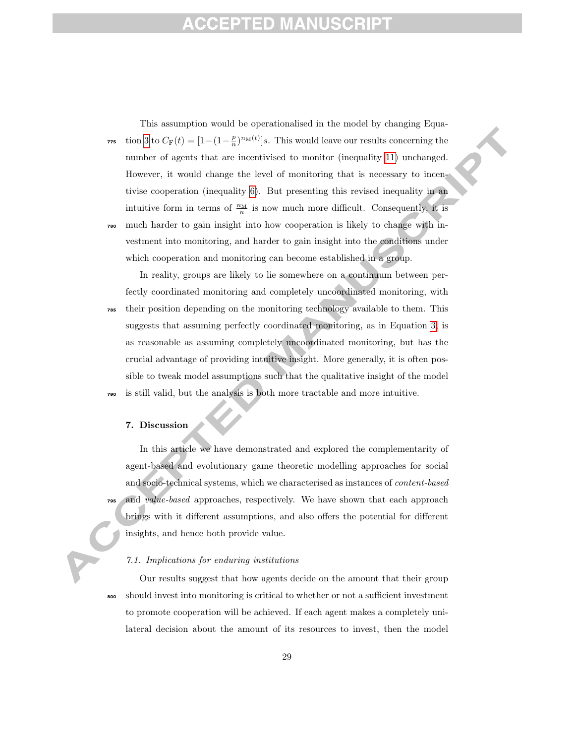This assumption would be operationalised in the model by changing Equation 3 to $C_{\mathrm{F}}(t) = [1 - (1 - \frac{p}{n})^{n_{\mathrm{M}}(t)}]s$. This would leave our results concerning the number of agents that are incentivised to monitor (inequality 11) unchanged. However, it would change the level of monitoring that is necessary to incentivise cooperation (inequality 6). But presenting this revised inequality in an intuitive form in terms of $\frac{n_{\mathrm{M}}}{n}$ is now much more difficult. Consequently, it is much harder to gain insight into how cooperation is likely to change with investment into monitoring, and harder to gain insight into the conditions under which cooperation and monitoring can become established in a group.

In reality, groups are likely to lie somewhere on a continuum between perfectly coordinated monitoring and completely uncoordinated monitoring, with their position depending on the monitoring technology available to them. This suggests that assuming perfectly coordinated monitoring, as in Equation 3, is as reasonable as assuming completely uncoordinated monitoring, but has the crucial advantage of providing intuitive insight. More generally, it is often possible to tweak model assumptions such that the qualitative insight of the model is still valid, but the analysis is both more tractable and more intuitive.

## 7. Discussion

In this article we have demonstrated and explored the complementarity of agent-based and evolutionary game theoretic modelling approaches for social and socio-technical systems, which we characterised as instances of *content-based* and *value-based* approaches, respectively. We have shown that each approach brings with it different assumptions, and also offers the potential for different insights, and hence both provide value.

### 7.1. Implications for enduring institutions

Our results suggest that how agents decide on the amount that their group should invest into monitoring is critical to whether or not a sufficient investment to promote cooperation will be achieved. If each agent makes a completely unilateral decision about the amount of its resources to invest, then the model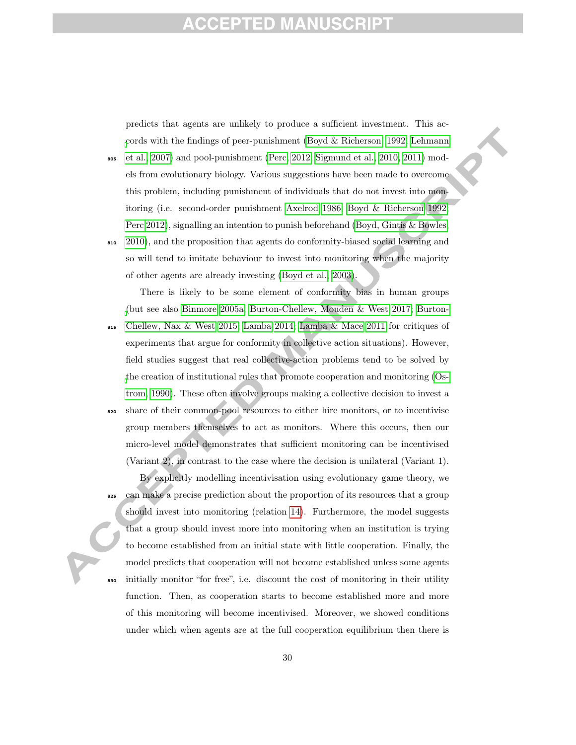predicts that agents are unlikely to produce a sufficient investment. This accords with the findings of peer-punishment (Boyd & Richerson 1992; Lehmann et al. 2007) and pool-punishment (Perc 2012; Sigmund et al. 2010, 2011) models from evolutionary biology. Various suggestions have been made to overcome this problem, including punishment of individuals that do not invest into monitoring (i.e. second-order punishment Axelrod 1986; Boyd & Richerson 1992; Perc 2012), signalling an intention to punish beforehand (Boyd, Gintis & Bowles, 2010), and the proposition that agents do conformity-biased social learning and so will tend to imitate behaviour to invest into monitoring when the majority of other agents are already investing (Boyd et al. 2003).

There is likely to be some element of conformity bias in human groups (but see also Binmore 2005a; Burton-Chellew, Mouden & West 2017; Burton-Chellew, Nax & West 2015; Lamba 2014; Lamba & Mace 2011 for critiques of experiments that argue for conformity in collective action situations). However, field studies suggest that real collective-action problems tend to be solved by the creation of institutional rules that promote cooperation and monitoring (Ostrom, 1990). These often involve groups making a collective decision to invest a share of their common-pool resources to either hire monitors, or to incentivise group members themselves to act as monitors. Where this occurs, then our micro-level model demonstrates that sufficient monitoring can be incentivised (Variant 2), in contrast to the case where the decision is unilateral (Variant 1).

By explicitly modelling incentivisation using evolutionary game theory, we can make a precise prediction about the proportion of its resources that a group should invest into monitoring (relation 14). Furthermore, the model suggests that a group should invest more into monitoring when an institution is trying to become established from an initial state with little cooperation. Finally, the model predicts that cooperation will not become established unless some agents initially monitor "for free", i.e. discount the cost of monitoring in their utility function. Then, as cooperation starts to become established more and more of this monitoring will become incentivised. Moreover, we showed conditions under which when agents are at the full cooperation equilibrium then there is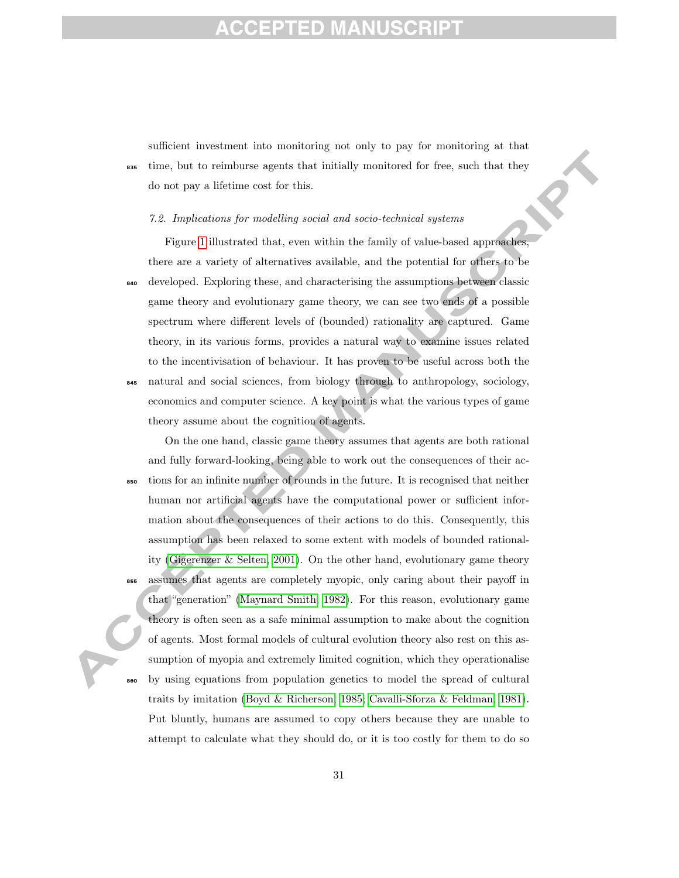sufficient investment into monitoring not only to pay for monitoring at that time, but to reimburse agents that initially monitored for free, such that they do not pay a lifetime cost for this.

### *7.2. Implications for modelling social and socio-technical systems*

Figure 1 illustrated that, even within the family of value-based approaches, there are a variety of alternatives available, and the potential for others to be developed. Exploring these, and characterising the assumptions between classic game theory and evolutionary game theory, we can see two ends of a possible spectrum where different levels of (bounded) rationality are captured. Game theory, in its various forms, provides a natural way to examine issues related to the incentivisation of behaviour. It has proven to be useful across both the natural and social sciences, from biology through to anthropology, sociology, economics and computer science. A key point is what the various types of game theory assume about the cognition of agents.

On the one hand, classic game theory assumes that agents are both rational and fully forward-looking, being able to work out the consequences of their actions for an infinite number of rounds in the future. It is recognised that neither human nor artificial agents have the computational power or sufficient information about the consequences of their actions to do this. Consequently, this assumption has been relaxed to some extent with models of bounded rationality (Gigerenzer & Selten, 2001). On the other hand, evolutionary game theory assumes that agents are completely myopic, only caring about their payoff in that "generation" (Maynard Smith, 1982). For this reason, evolutionary game theory is often seen as a safe minimal assumption to make about the cognition of agents. Most formal models of cultural evolution theory also rest on this assumption of myopia and extremely limited cognition, which they operationalise by using equations from population genetics to model the spread of cultural traits by imitation (Boyd & Richerson, 1985; Cavalli-Sforza & Feldman, 1981). Put bluntly, humans are assumed to copy others because they are unable to attempt to calculate what they should do, or it is too costly for them to do so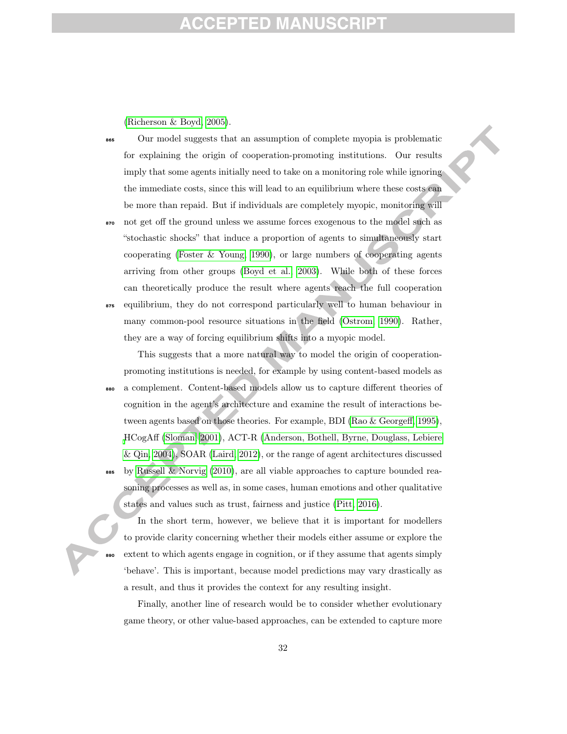(Richerson & Boyd, 2005).

Our model suggests that an assumption of complete myopia is problematic for explaining the origin of cooperation-promoting institutions. Our results imply that some agents initially need to take on a monitoring role while ignoring the immediate costs, since this will lead to an equilibrium where these costs can be more than repaid. But if individuals are completely myopic, monitoring will not get off the ground unless we assume forces exogenous to the model such as "stochastic shocks" that induce a proportion of agents to simultaneously start cooperating (Foster & Young, 1990), or large numbers of cooperating agents arriving from other groups (Boyd et al., 2003). While both of these forces can theoretically produce the result where agents reach the full cooperation equilibrium, they do not correspond particularly well to human behaviour in many common-pool resource situations in the field (Ostrom, 1990). Rather, they are a way of forcing equilibrium shifts into a myopic model.

This suggests that a more natural way to model the origin of cooperation-promoting institutions is needed, for example by using content-based models as a complement. Content-based models allow us to capture different theories of cognition in the agent's architecture and examine the result of interactions between agents based on those theories. For example, BDI (Rao & Georgeff, 1995), HCogAff (Sloman, 2001), ACT-R (Anderson, Bothell, Byrne, Douglass, Lebiere & Qin, 2004), SOAR (Laird, 2012), or the range of agent architectures discussed by Russell & Norvig (2010), are all viable approaches to capture bounded reasoning processes as well as, in some cases, human emotions and other qualitative states and values such as trust, fairness and justice (Pitt, 2016).

In the short term, however, we believe that it is important for modellers to provide clarity concerning whether their models either assume or explore the extent to which agents engage in cognition, or if they assume that agents simply 'behave'. This is important, because model predictions may vary drastically as a result, and thus it provides the context for any resulting insight.

Finally, another line of research would be to consider whether evolutionary game theory, or other value-based approaches, can be extended to capture more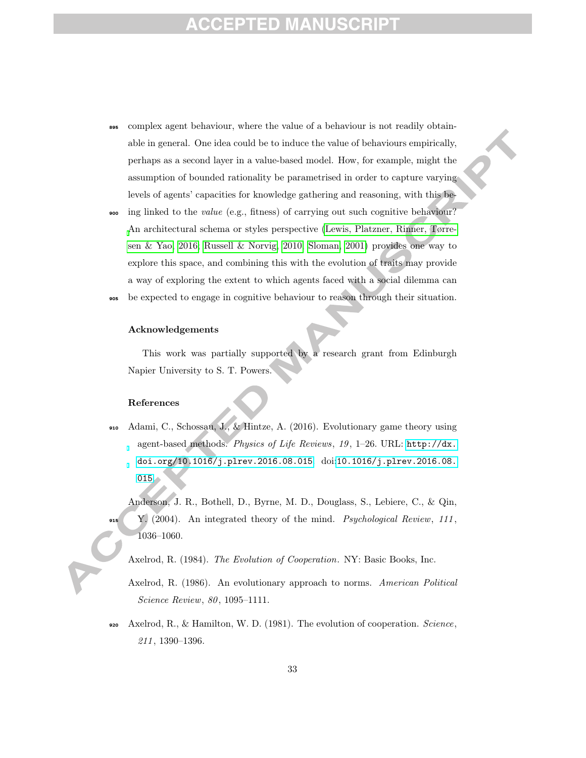complex agent behaviour, where the value of a behaviour is not readily obtainable in general. One idea could be to induce the value of behaviours empirically, perhaps as a second layer in a value-based model. How, for example, might the assumption of bounded rationality be parametrised in order to capture varying levels of agents' capacities for knowledge gathering and reasoning, with this being linked to the *value* (e.g., fitness) of carrying out such cognitive behaviour? An architectural schema or styles perspective (Lewis, Platzner, Rinner, Tørresen & Yao, 2016; Russell & Norvig, 2010; Sloman, 2001) provides one way to explore this space, and combining this with the evolution of traits may provide a way of exploring the extent to which agents faced with a social dilemma can be expected to engage in cognitive behaviour to reason through their situation.

#### Acknowledgements

This work was partially supported by a research grant from Edinburgh Napier University to S. T. Powers.

#### References

Adami, C., Schossau, J., & Hintze, A. (2016). Evolutionary game theory using agent-based methods. *Physics of Life Reviews*, *19*, 1–26. URL: http://dx.doi.org/10.1016/j.plrev.2016.08.015. doi:10.1016/j.plrev.2016.08.015.

Anderson, J. R., Bothell, D., Byrne, M. D., Douglass, S., Lebiere, C., & Qin, Y. (2004). An integrated theory of the mind. *Psychological Review*, *111*, 1036–1060.

Axelrod, R. (1984). *The Evolution of Cooperation*. NY: Basic Books, Inc.

Axelrod, R. (1986). An evolutionary approach to norms. *American Political Science Review*, *80*, 1095–1111.

Axelrod, R., & Hamilton, W. D. (1981). The evolution of cooperation. *Science*, *211*, 1390–1396.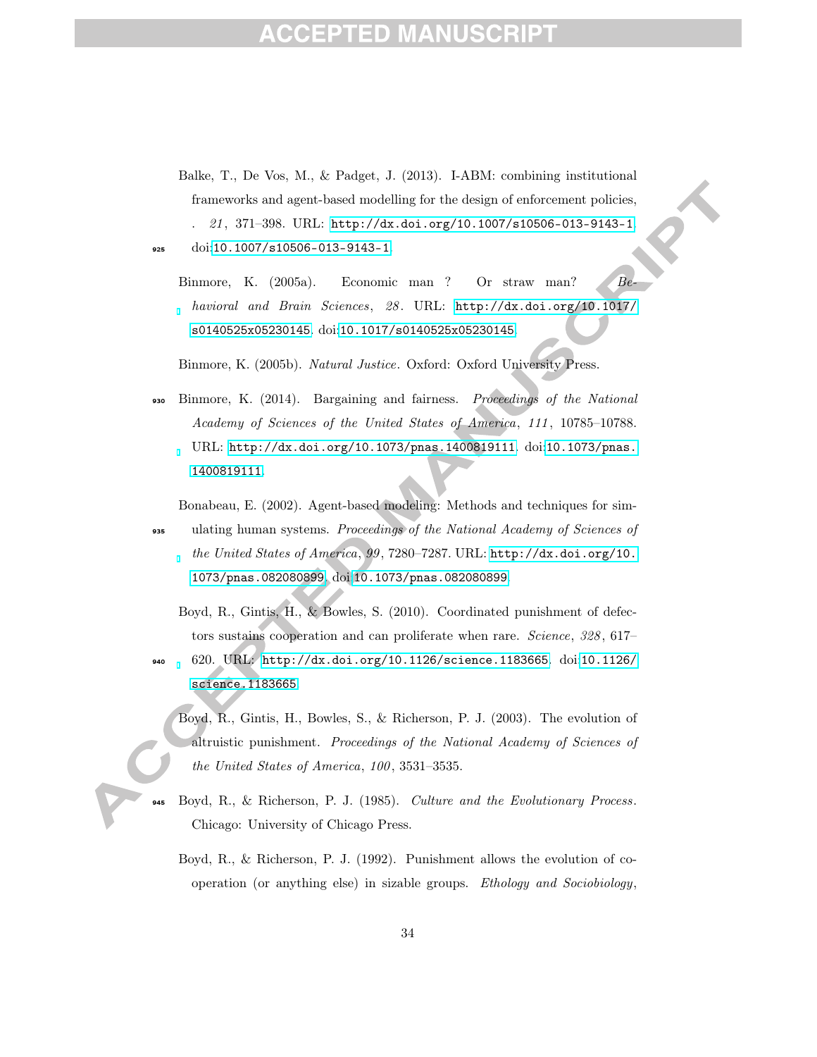Balke, T., De Vos, M., & Padget, J. (2013). I-ABM: combining institutional frameworks and agent-based modelling for the design of enforcement policies, . *21*, 371–398. URL: http://dx.doi.org/10.1007/s10506-013-9143-1. doi:10.1007/s10506-013-9143-1.

Binmore, K. (2005a). Economic man ? Or straw man? *Behavioral and Brain Sciences*, *28*. URL: http://dx.doi.org/10.1017/s0140525x05230145. doi:10.1017/s0140525x05230145.

Binmore, K. (2005b). *Natural Justice*. Oxford: Oxford University Press.

Binmore, K. (2014). Bargaining and fairness. *Proceedings of the National Academy of Sciences of the United States of America*, *111*, 10785–10788. URL: http://dx.doi.org/10.1073/pnas.1400819111. doi:10.1073/pnas.1400819111.

Bonabeau, E. (2002). Agent-based modeling: Methods and techniques for simulating human systems. *Proceedings of the National Academy of Sciences of the United States of America*, *99*, 7280–7287. URL: http://dx.doi.org/10.1073/pnas.082080899. doi:10.1073/pnas.082080899.

Boyd, R., Gintis, H., & Bowles, S. (2010). Coordinated punishment of defectors sustains cooperation and can proliferate when rare. *Science*, *328*, 617–620. URL: http://dx.doi.org/10.1126/science.1183665. doi:10.1126/science.1183665.

Boyd, R., Gintis, H., Bowles, S., & Richerson, P. J. (2003). The evolution of altruistic punishment. *Proceedings of the National Academy of Sciences of the United States of America*, *100*, 3531–3535.

Boyd, R., & Richerson, P. J. (1985). *Culture and the Evolutionary Process*. Chicago: University of Chicago Press.

Boyd, R., & Richerson, P. J. (1992). Punishment allows the evolution of cooperation (or anything else) in sizable groups. *Ethology and Sociobiology*,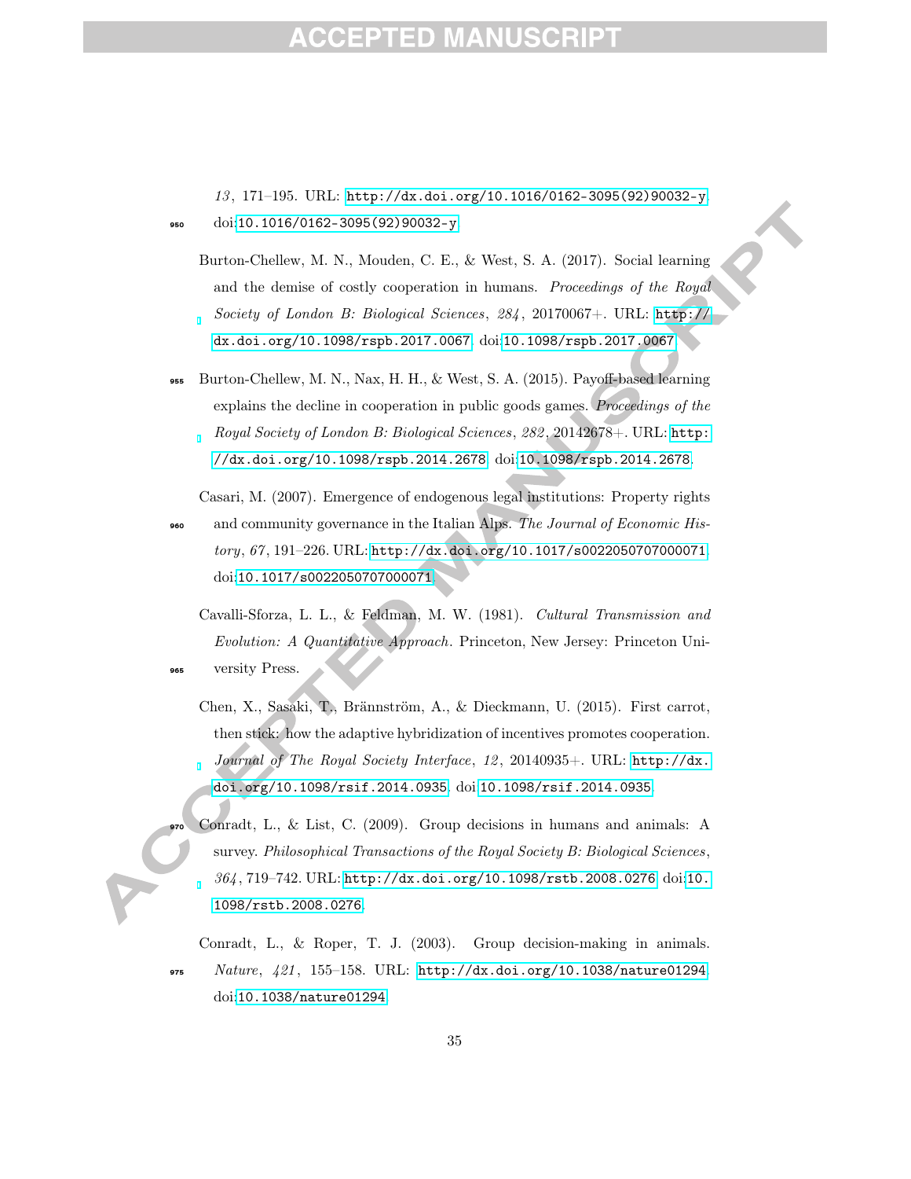*13*, 171–195. URL: http://dx.doi.org/10.1016/0162-3095(92)90032-y. doi:10.1016/0162-3095(92)90032-y.

Burton-Chellew, M. N., Mouden, C. E., & West, S. A. (2017). Social learning and the demise of costly cooperation in humans. *Proceedings of the Royal Society of London B: Biological Sciences*, *284*, 20170067+. URL: http://dx.doi.org/10.1098/rspb.2017.0067. doi:10.1098/rspb.2017.0067.

Burton-Chellew, M. N., Nax, H. H., & West, S. A. (2015). Payoff-based learning explains the decline in cooperation in public goods games. *Proceedings of the Royal Society of London B: Biological Sciences*, *282*, 20142678+. URL: http://dx.doi.org/10.1098/rspb.2014.2678. doi:10.1098/rspb.2014.2678.

Casari, M. (2007). Emergence of endogenous legal institutions: Property rights and community governance in the Italian Alps. *The Journal of Economic History*, *67*, 191–226. URL: http://dx.doi.org/10.1017/s0022050707000071. doi:10.1017/s0022050707000071.

Cavalli-Sforza, L. L., & Feldman, M. W. (1981). *Cultural Transmission and Evolution: A Quantitative Approach*. Princeton, New Jersey: Princeton University Press.

Chen, X., Sasaki, T., Brännström, A., & Dieckmann, U. (2015). First carrot, then stick: how the adaptive hybridization of incentives promotes cooperation. *Journal of The Royal Society Interface*, *12*, 20140935+. URL: http://dx.doi.org/10.1098/rsif.2014.0935. doi:10.1098/rsif.2014.0935.

Conradt, L., & List, C. (2009). Group decisions in humans and animals: A survey. *Philosophical Transactions of the Royal Society B: Biological Sciences*, *364*, 719–742. URL: http://dx.doi.org/10.1098/rstb.2008.0276. doi:10.1098/rstb.2008.0276.

Conradt, L., & Roper, T. J. (2003). Group decision-making in animals. *Nature*, *421*, 155–158. URL: http://dx.doi.org/10.1038/nature01294. doi:10.1038/nature01294.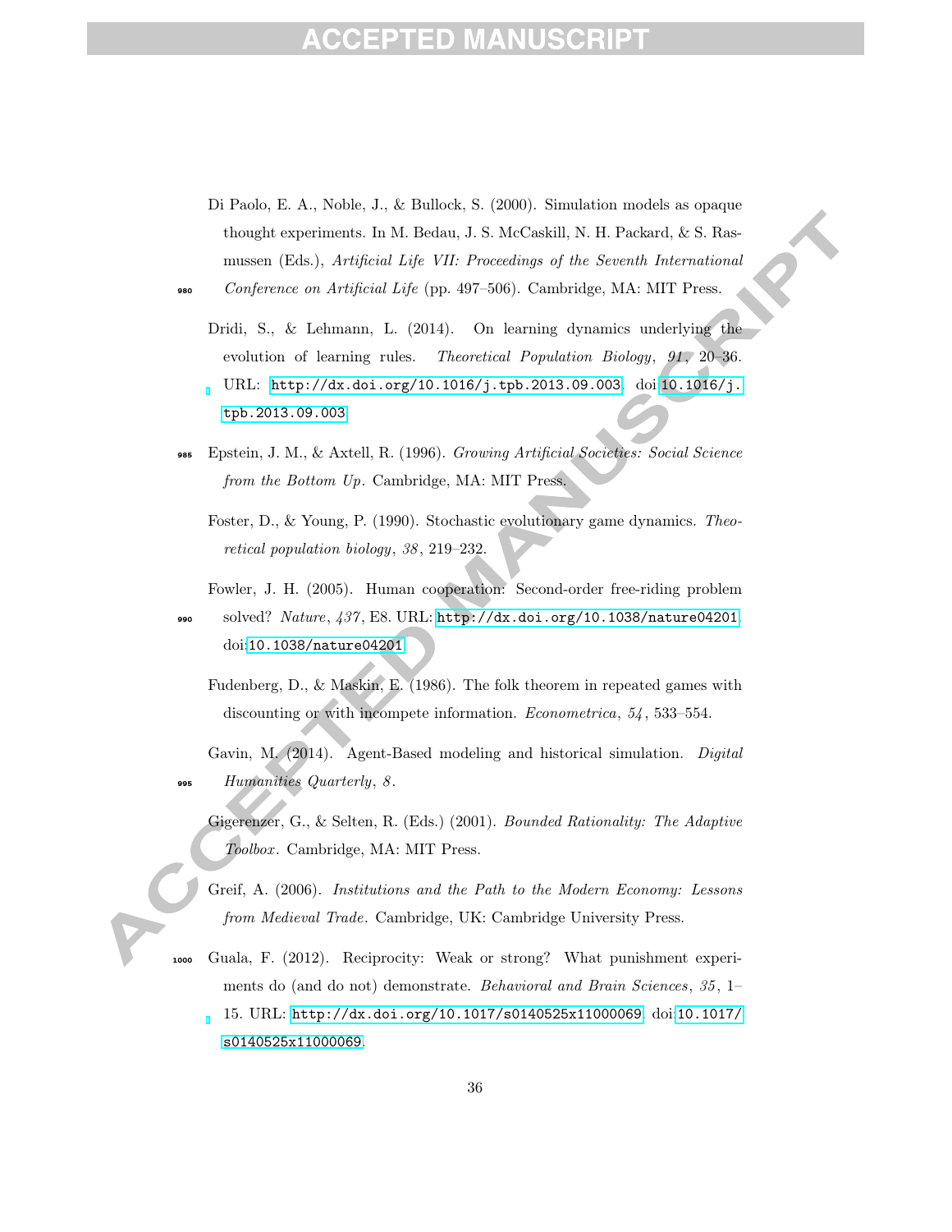Di Paolo, E. A., Noble, J., & Bullock, S. (2000). Simulation models as opaque thought experiments. In M. Bedau, J. S. McCaskill, N. H. Packard, & S. Rasmussen (Eds.), *Artificial Life VII: Proceedings of the Seventh International Conference on Artificial Life* (pp. 497–506). Cambridge, MA: MIT Press.

Dridi, S., & Lehmann, L. (2014). On learning dynamics underlying the evolution of learning rules. *Theoretical Population Biology*, *91*, 20–36. URL: http://dx.doi.org/10.1016/j.tpb.2013.09.003. doi:10.1016/j.tpb.2013.09.003.

Epstein, J. M., & Axtell, R. (1996). *Growing Artificial Societies: Social Science from the Bottom Up*. Cambridge, MA: MIT Press.

Foster, D., & Young, P. (1990). Stochastic evolutionary game dynamics. *Theoretical population biology*, *38*, 219–232.

Fowler, J. H. (2005). Human cooperation: Second-order free-riding problem solved? *Nature*, *437*, E8. URL: http://dx.doi.org/10.1038/nature04201. doi:10.1038/nature04201.

Fudenberg, D., & Maskin, E. (1986). The folk theorem in repeated games with discounting or with incompete information. *Econometrica*, *54*, 533–554.

Gavin, M. (2014). Agent-Based modeling and historical simulation. *Digital Humanities Quarterly*, *8*.

Gigerenzer, G., & Selten, R. (Eds.) (2001). *Bounded Rationality: The Adaptive Toolbox*. Cambridge, MA: MIT Press.

Greif, A. (2006). *Institutions and the Path to the Modern Economy: Lessons from Medieval Trade*. Cambridge, UK: Cambridge University Press.

Guala, F. (2012). Reciprocity: Weak or strong? What punishment experiments do (and do not) demonstrate. *Behavioral and Brain Sciences*, *35*, 1–15. URL: http://dx.doi.org/10.1017/s0140525x11000069. doi:10.1017/s0140525x11000069.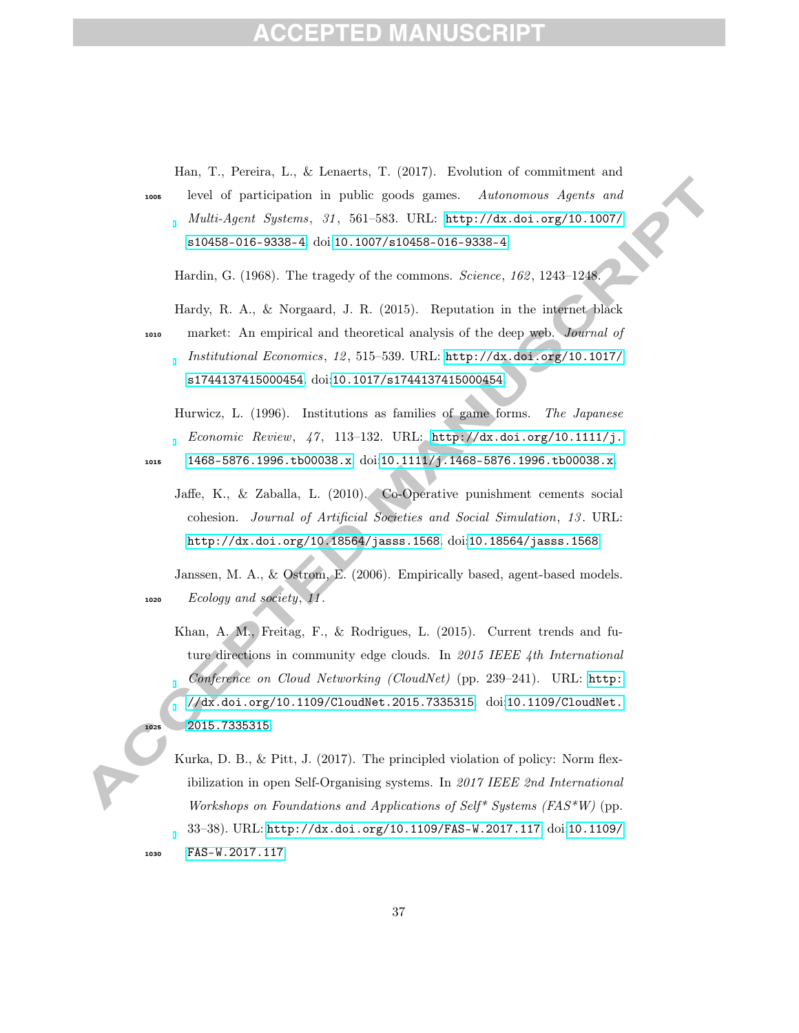Han, T., Pereira, L., & Lenaerts, T. (2017). Evolution of commitment and level of participation in public goods games. *Autonomous Agents and Multi-Agent Systems*, *31*, 561–583. URL: http://dx.doi.org/10.1007/s10458-016-9338-4. doi:10.1007/s10458-016-9338-4.

Hardin, G. (1968). The tragedy of the commons. *Science*, *162*, 1243–1248.

Hardy, R. A., & Norgaard, J. R. (2015). Reputation in the internet black market: An empirical and theoretical analysis of the deep web. *Journal of Institutional Economics*, *12*, 515–539. URL: http://dx.doi.org/10.1017/s1744137415000454. doi:10.1017/s1744137415000454.

Hurwicz, L. (1996). Institutions as families of game forms. *The Japanese Economic Review*, *47*, 113–132. URL: http://dx.doi.org/10.1111/j.1468-5876.1996.tb00038.x. doi:10.1111/j.1468-5876.1996.tb00038.x.

Jaffe, K., & Zaballa, L. (2010). Co-Operative punishment cements social cohesion. *Journal of Artificial Societies and Social Simulation*, *13*. URL: http://dx.doi.org/10.18564/jasss.1568. doi:10.18564/jasss.1568.

Janssen, M. A., & Ostrom, E. (2006). Empirically based, agent-based models. *Ecology and society*, *11*.

Khan, A. M., Freitag, F., & Rodrigues, L. (2015). Current trends and future directions in community edge clouds. In *2015 IEEE 4th International Conference on Cloud Networking (CloudNet)* (pp. 239–241). URL: http://dx.doi.org/10.1109/CloudNet.2015.7335315. doi:10.1109/CloudNet.2015.7335315.

Kurka, D. B., & Pitt, J. (2017). The principled violation of policy: Norm flexibilization in open Self-Organising systems. In *2017 IEEE 2nd International Workshops on Foundations and Applications of Self* Systems (FAS*W)* (pp. 33–38). URL: http://dx.doi.org/10.1109/FAS-W.2017.117. doi:10.1109/FAS-W.2017.117.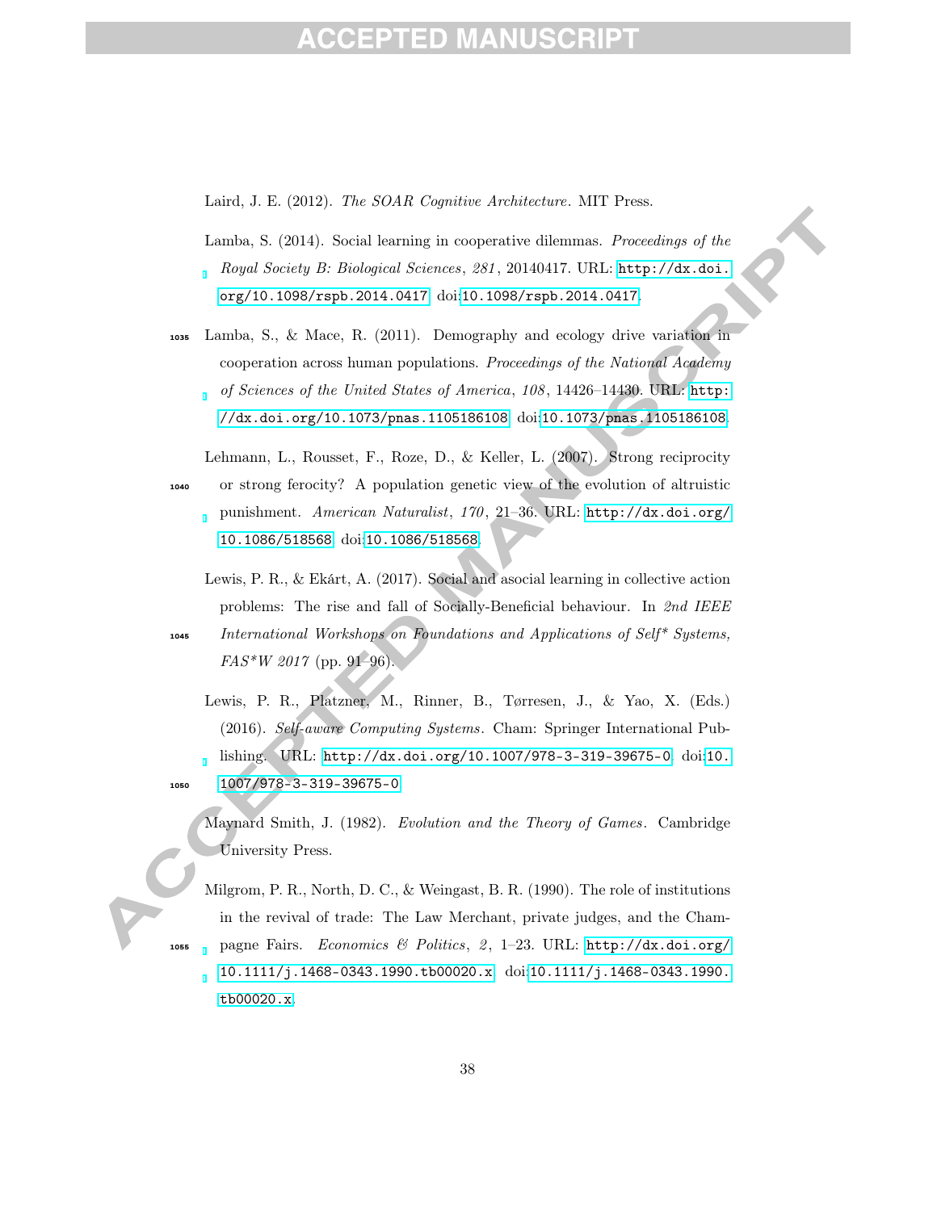Laird, J. E. (2012). *The SOAR Cognitive Architecture*. MIT Press.

Lamba, S. (2014). Social learning in cooperative dilemmas. *Proceedings of the Royal Society B: Biological Sciences*, *281*, 20140417. URL: http://dx.doi.org/10.1098/rspb.2014.0417. doi:10.1098/rspb.2014.0417.

Lamba, S., & Mace, R. (2011). Demography and ecology drive variation in cooperation across human populations. *Proceedings of the National Academy of Sciences of the United States of America*, *108*, 14426–14430. URL: http://dx.doi.org/10.1073/pnas.1105186108. doi:10.1073/pnas.1105186108.

Lehmann, L., Rousset, F., Roze, D., & Keller, L. (2007). Strong reciprocity or strong ferocity? A population genetic view of the evolution of altruistic punishment. *American Naturalist*, *170*, 21–36. URL: http://dx.doi.org/10.1086/518568. doi:10.1086/518568.

Lewis, P. R., & Ekárt, A. (2017). Social and asocial learning in collective action problems: The rise and fall of Socially-Beneficial behaviour. In *2nd IEEE International Workshops on Foundations and Applications of Self* Systems, FAS*W 2017* (pp. 91–96).

Lewis, P. R., Platzner, M., Rinner, B., Tørresen, J., & Yao, X. (Eds.) (2016). *Self-aware Computing Systems*. Cham: Springer International Publishing. URL: http://dx.doi.org/10.1007/978-3-319-39675-0. doi:10.1007/978-3-319-39675-0.

Maynard Smith, J. (1982). *Evolution and the Theory of Games*. Cambridge University Press.

Milgrom, P. R., North, D. C., & Weingast, B. R. (1990). The role of institutions in the revival of trade: The Law Merchant, private judges, and the Champagne Fairs. *Economics & Politics*, *2*, 1–23. URL: http://dx.doi.org/10.1111/j.1468-0343.1990.tb00020.x. doi:10.1111/j.1468-0343.1990.tb00020.x.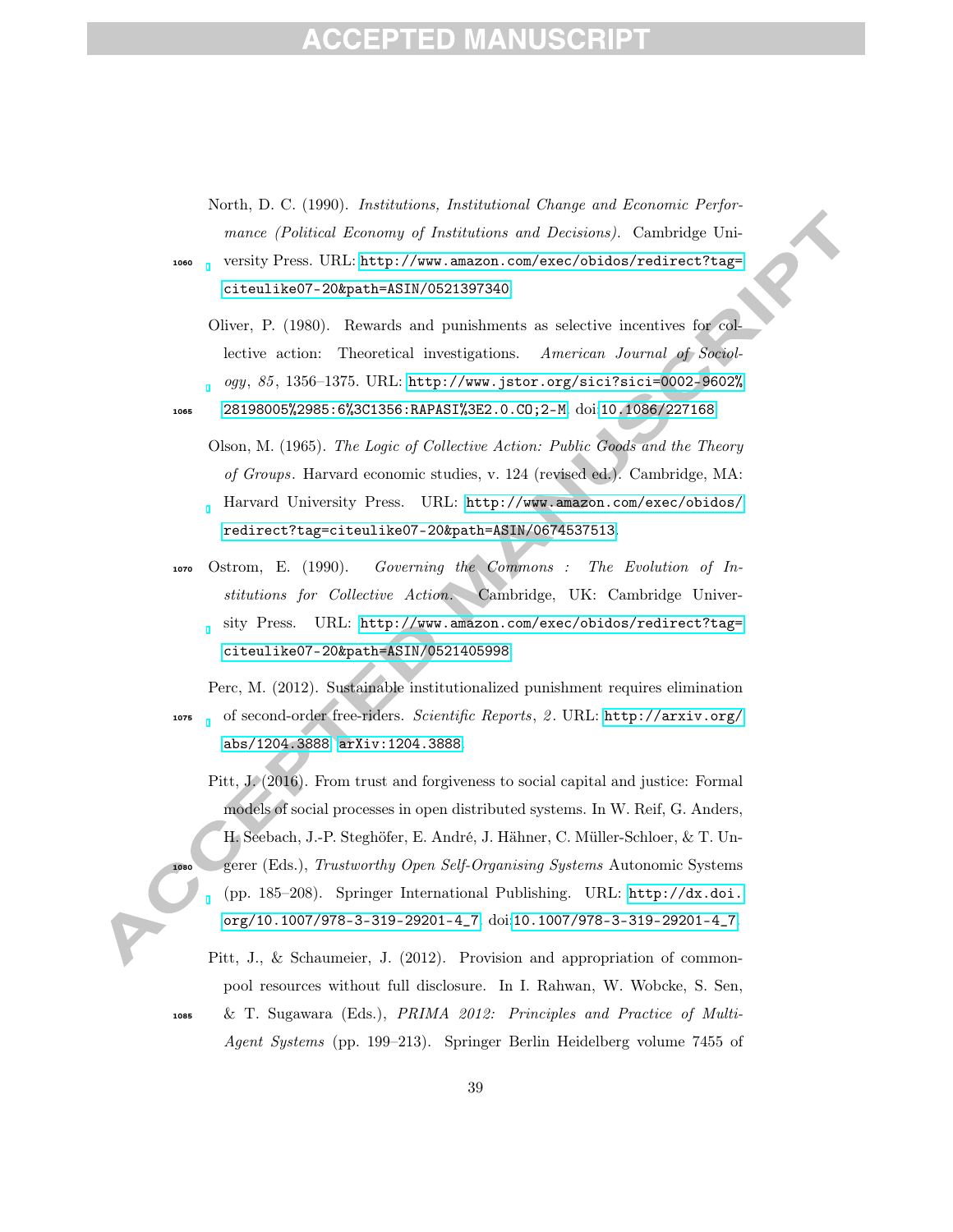North, D. C. (1990). *Institutions, Institutional Change and Economic Performance (Political Economy of Institutions and Decisions)*. Cambridge University Press. URL: http://www.amazon.com/exec/obidos/redirect?tag=citeulike07-20&path=ASIN/0521397340.

Oliver, P. (1980). Rewards and punishments as selective incentives for collective action: Theoretical investigations. *American Journal of Sociology*, *85*, 1356–1375. URL: http://www.jstor.org/sici?sici=0002-9602%28198005%2985:6%3C1356:RAPASI%3E2.0.CO;2-M. doi:10.1086/227168.

Olson, M. (1965). *The Logic of Collective Action: Public Goods and the Theory of Groups*. Harvard economic studies, v. 124 (revised ed.). Cambridge, MA: Harvard University Press. URL: http://www.amazon.com/exec/obidos/redirect?tag=citeulike07-20&path=ASIN/0674537513.

Ostrom, E. (1990). *Governing the Commons : The Evolution of Institutions for Collective Action*. Cambridge, UK: Cambridge University Press. URL: http://www.amazon.com/exec/obidos/redirect?tag=citeulike07-20&path=ASIN/0521405998.

Perc, M. (2012). Sustainable institutionalized punishment requires elimination of second-order free-riders. *Scientific Reports*, *2*. URL: http://arxiv.org/abs/1204.3888. arXiv:1204.3888.

Pitt, J. (2016). From trust and forgiveness to social capital and justice: Formal models of social processes in open distributed systems. In W. Reif, G. Anders, H. Seebach, J.-P. Steghöfer, E. André, J. Hähner, C. Müller-Schloer, & T. Ungerer (Eds.), *Trustworthy Open Self-Organising Systems* Autonomic Systems (pp. 185–208). Springer International Publishing. URL: http://dx.doi.org/10.1007/978-3-319-29201-4_7. doi:10.1007/978-3-319-29201-4_7.

Pitt, J., & Schaumeier, J. (2012). Provision and appropriation of common-pool resources without full disclosure. In I. Rahwan, W. Wobcke, S. Sen, & T. Sugawara (Eds.), *PRIMA 2012: Principles and Practice of Multi-Agent Systems* (pp. 199–213). Springer Berlin Heidelberg volume 7455 of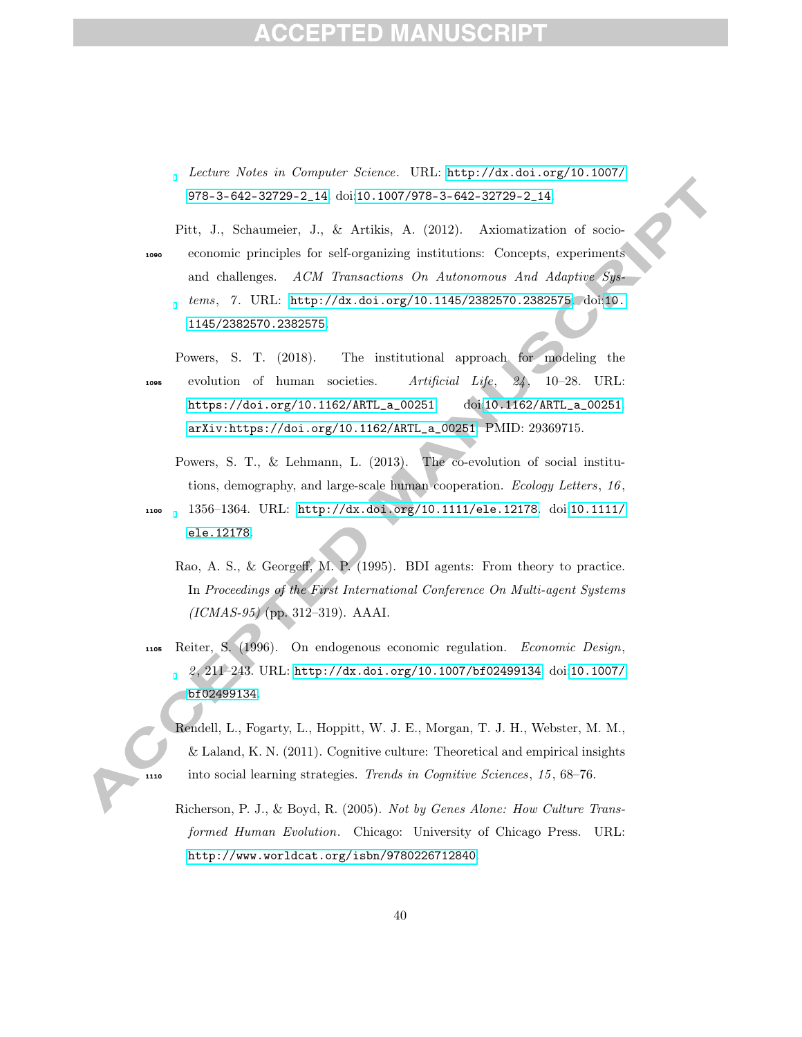*Lecture Notes in Computer Science*. URL: http://dx.doi.org/10.1007/978-3-642-32729-2_14. doi:10.1007/978-3-642-32729-2_14.

Pitt, J., Schaumeier, J., & Artikis, A. (2012). Axiomatization of socio-economic principles for self-organizing institutions: Concepts, experiments and challenges. *ACM Transactions On Autonomous And Adaptive Systems*, *7*. URL: http://dx.doi.org/10.1145/2382570.2382575. doi:10.1145/2382570.2382575.

Powers, S. T. (2018). The institutional approach for modeling the evolution of human societies. *Artificial Life*, *24*, 10–28. URL: https://doi.org/10.1162/ARTL_a_00251. doi:10.1162/ARTL_a_00251. arXiv:https://doi.org/10.1162/ARTL_a_00251. PMID: 29369715.

Powers, S. T., & Lehmann, L. (2013). The co-evolution of social institutions, demography, and large-scale human cooperation. *Ecology Letters*, *16*, 1356–1364. URL: http://dx.doi.org/10.1111/ele.12178. doi:10.1111/ele.12178.

Rao, A. S., & Georgeff, M. P. (1995). BDI agents: From theory to practice. In *Proceedings of the First International Conference On Multi-agent Systems (ICMAS-95)* (pp. 312–319). AAAI.

Reiter, S. (1996). On endogenous economic regulation. *Economic Design*, *2*, 211–243. URL: http://dx.doi.org/10.1007/bf02499134. doi:10.1007/bf02499134.

Rendell, L., Fogarty, L., Hoppitt, W. J. E., Morgan, T. J. H., Webster, M. M., & Laland, K. N. (2011). Cognitive culture: Theoretical and empirical insights into social learning strategies. *Trends in Cognitive Sciences*, *15*, 68–76.

Richerson, P. J., & Boyd, R. (2005). *Not by Genes Alone: How Culture Transformed Human Evolution*. Chicago: University of Chicago Press. URL: http://www.worldcat.org/isbn/9780226712840.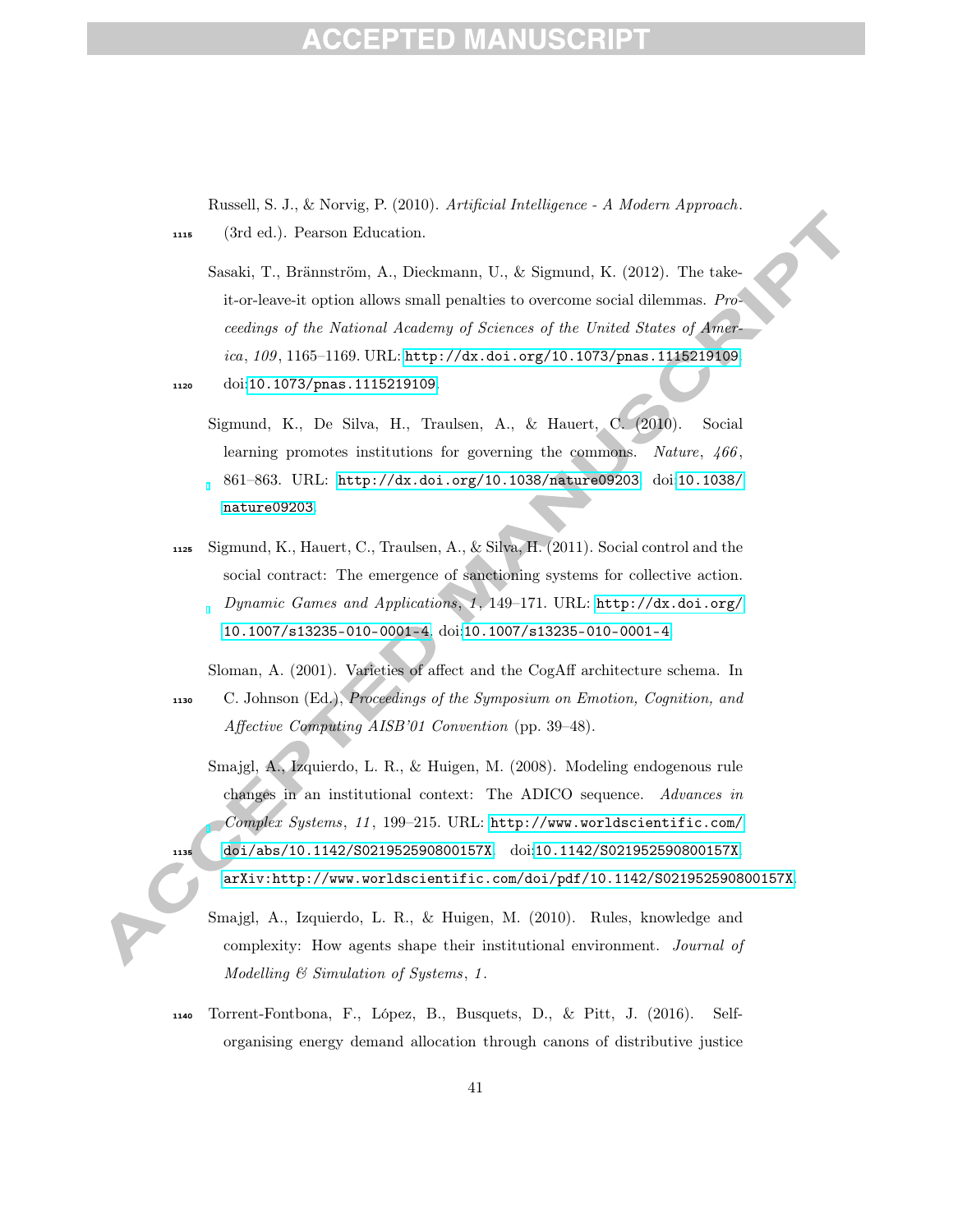Russell, S. J., & Norvig, P. (2010). *Artificial Intelligence - A Modern Approach.* (3rd ed.). Pearson Education.

Sasaki, T., Brännström, A., Dieckmann, U., & Sigmund, K. (2012). The take-it-or-leave-it option allows small penalties to overcome social dilemmas. *Proceedings of the National Academy of Sciences of the United States of America*, *109*, 1165–1169. URL: http://dx.doi.org/10.1073/pnas.1115219109. doi:10.1073/pnas.1115219109.

Sigmund, K., De Silva, H., Traulsen, A., & Hauert, C. (2010). Social learning promotes institutions for governing the commons. *Nature*, *466*, 861–863. URL: http://dx.doi.org/10.1038/nature09203. doi:10.1038/nature09203.

Sigmund, K., Hauert, C., Traulsen, A., & Silva, H. (2011). Social control and the social contract: The emergence of sanctioning systems for collective action. *Dynamic Games and Applications*, *1*, 149–171. URL: http://dx.doi.org/10.1007/s13235-010-0001-4. doi:10.1007/s13235-010-0001-4.

Sloman, A. (2001). Varieties of affect and the CogAff architecture schema. In C. Johnson (Ed.), *Proceedings of the Symposium on Emotion, Cognition, and Affective Computing AISB'01 Convention* (pp. 39–48).

Smajgl, A., Izquierdo, L. R., & Huigen, M. (2008). Modeling endogenous rule changes in an institutional context: The ADICO sequence. *Advances in Complex Systems*, *11*, 199–215. URL: http://www.worldscientific.com/doi/abs/10.1142/S021952590800157X. doi:10.1142/S021952590800157X. arXiv:http://www.worldscientific.com/doi/pdf/10.1142/S021952590800157X.

Smajgl, A., Izquierdo, L. R., & Huigen, M. (2010). Rules, knowledge and complexity: How agents shape their institutional environment. *Journal of Modelling & Simulation of Systems*, *1*.

Torrent-Fontbona, F., López, B., Busquets, D., & Pitt, J. (2016). Self-organising energy demand allocation through canons of distributive justice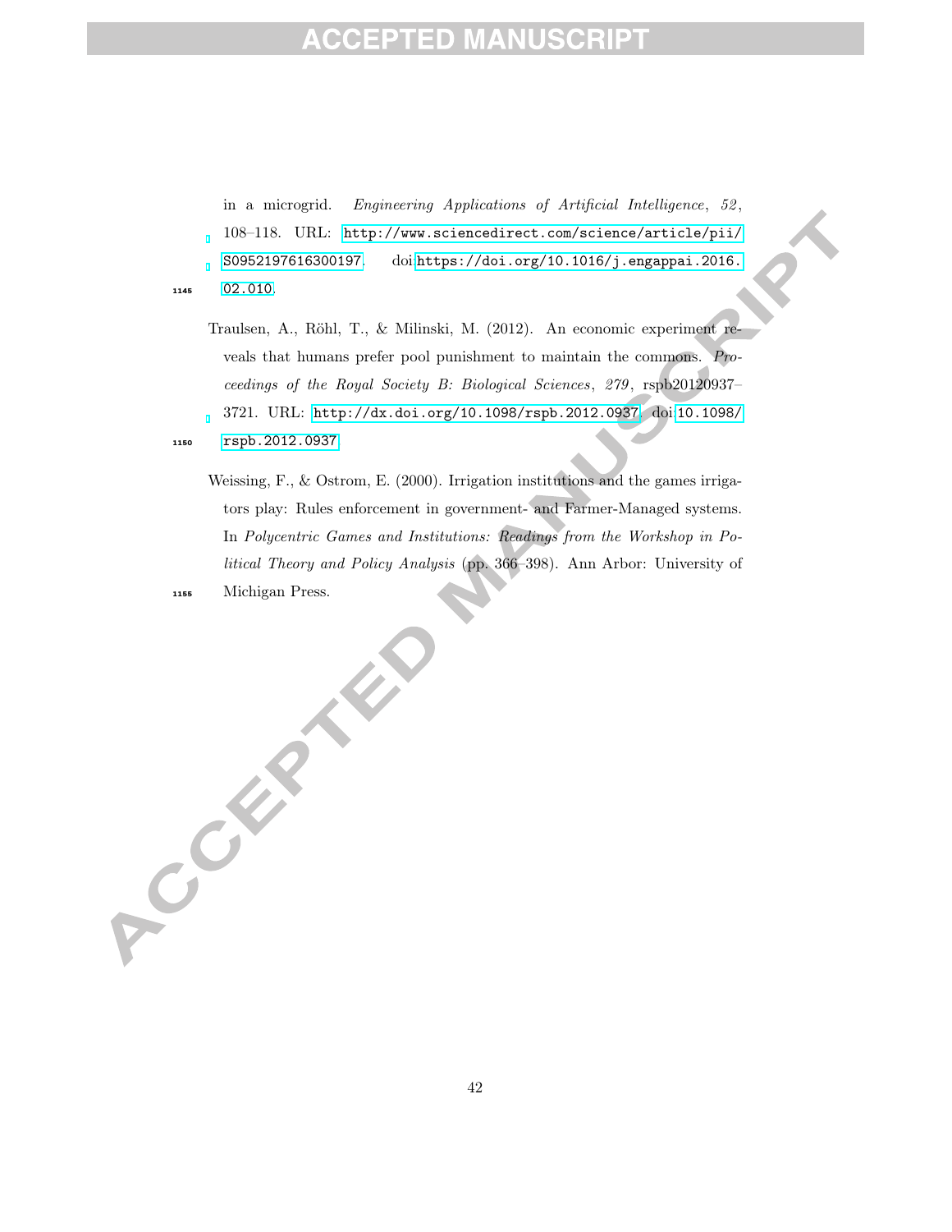in a microgrid. *Engineering Applications of Artificial Intelligence*, *52*, 108–118. URL: http://www.sciencedirect.com/science/article/pii/S0952197616300197. doi:https://doi.org/10.1016/j.engappai.2016.02.010.

Traulsen, A., Röhl, T., & Milinski, M. (2012). An economic experiment reveals that humans prefer pool punishment to maintain the commons. *Proceedings of the Royal Society B: Biological Sciences*, *279*, rspb20120937–3721. URL: http://dx.doi.org/10.1098/rspb.2012.0937. doi:10.1098/rspb.2012.0937.

Weissing, F., & Ostrom, E. (2000). Irrigation institutions and the games irrigators play: Rules enforcement in government- and Farmer-Managed systems. In *Polycentric Games and Institutions: Readings from the Workshop in Political Theory and Policy Analysis* (pp. 366–398). Ann Arbor: University of Michigan Press.